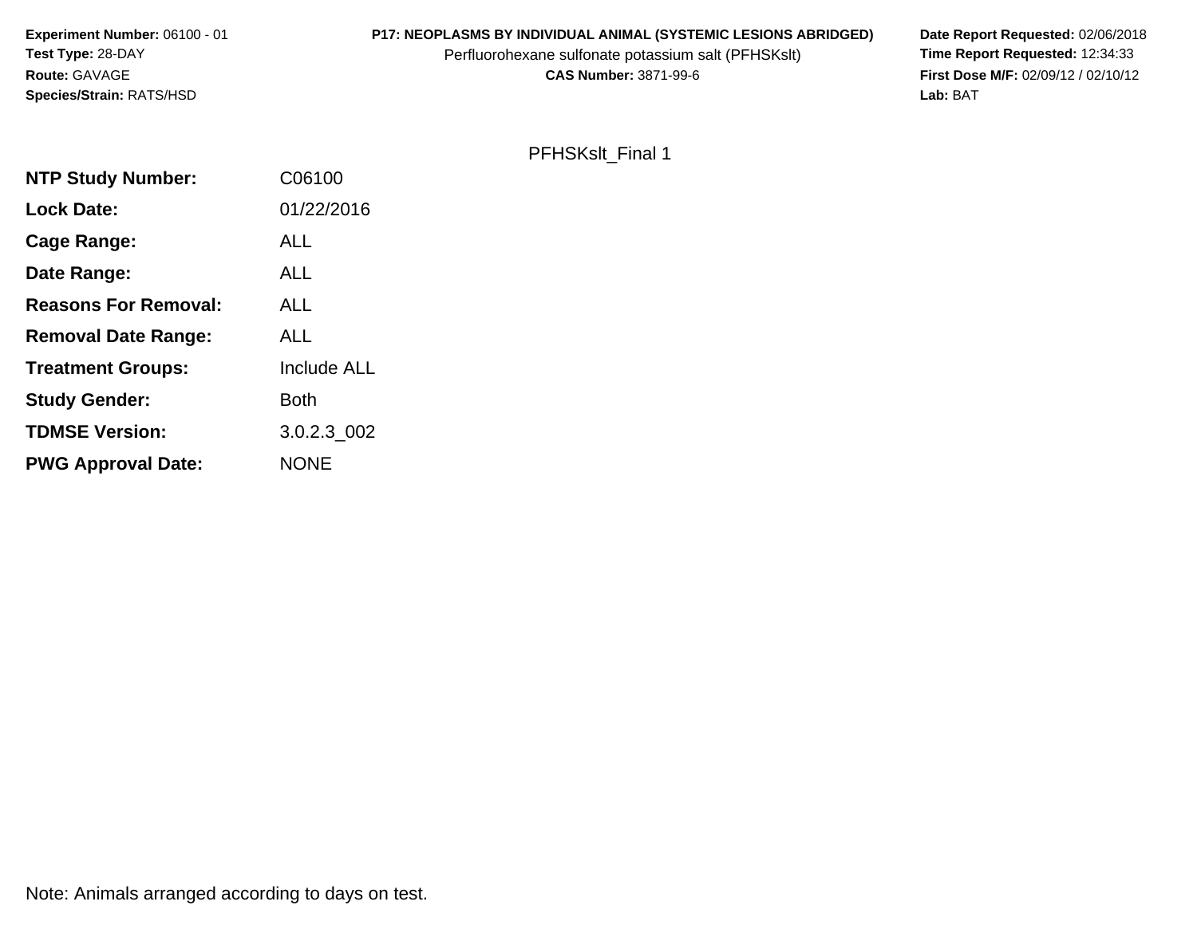**Experiment Number:** 06100 - 01
**Test Type:** 28-DAY
**Route:** GAVAGE
**Species/Strain:** RATS/HSD

**P17: NEOPLASMS BY INDIVIDUAL ANIMAL (SYSTEMIC LESIONS ABRIDGED)**
Perfluorohexane sulfonate potassium salt (PFHSKslt)
**CAS Number:** 3871-99-6

**Date Report Requested:** 02/06/2018
**Time Report Requested:** 12:34:33
**First Dose M/F:** 02/09/12 / 02/10/12
**Lab:** BAT

PFHSKslt_Final 1

| | |
|---|---|
| **NTP Study Number:** | C06100 |
| **Lock Date:** | 01/22/2016 |
| **Cage Range:** | ALL |
| **Date Range:** | ALL |
| **Reasons For Removal:** | ALL |
| **Removal Date Range:** | ALL |
| **Treatment Groups:** | Include ALL |
| **Study Gender:** | Both |
| **TDMSE Version:** | 3.0.2.3_002 |
| **PWG Approval Date:** | NONE |

Note: Animals arranged according to days on test.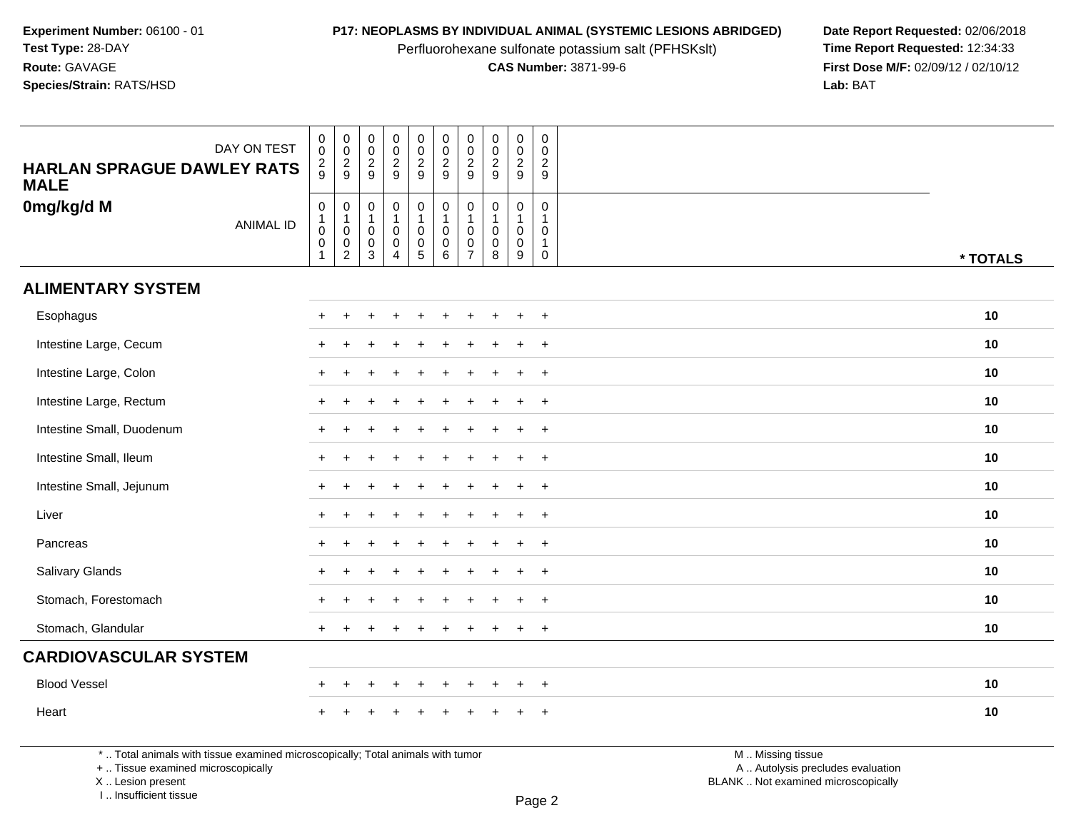**Experiment Number:** 06100 - 01
**Test Type:** 28-DAY
**Route:** GAVAGE
**Species/Strain:** RATS/HSD

**P17: NEOPLASMS BY INDIVIDUAL ANIMAL (SYSTEMIC LESIONS ABRIDGED)**
Perfluorohexane sulfonate potassium salt (PFHSKslt)
**CAS Number:** 3871-99-6

**Date Report Requested:** 02/06/2018
**Time Report Requested:** 12:34:33
**First Dose M/F:** 02/09/12 / 02/10/12
**Lab:** BAT

| DAY ON TEST | 029 | 029 | 029 | 029 | 029 | 029 | 029 | 029 | 029 | 029 | |
|---|---|---|---|---|---|---|---|---|---|---|---|
| **HARLAN SPRAGUE DAWLEY RATS MALE** | | | | | | | | | | | |
| **0mg/kg/d M** ANIMAL ID | 01001 | 01002 | 01003 | 01004 | 01005 | 01006 | 01007 | 01008 | 01009 | 01010 | *** TOTALS** |
| **ALIMENTARY SYSTEM** | | | | | | | | | | | |
| Esophagus | + | + | + | + | + | + | + | + | + | + | **10** |
| Intestine Large, Cecum | + | + | + | + | + | + | + | + | + | + | **10** |
| Intestine Large, Colon | + | + | + | + | + | + | + | + | + | + | **10** |
| Intestine Large, Rectum | + | + | + | + | + | + | + | + | + | + | **10** |
| Intestine Small, Duodenum | + | + | + | + | + | + | + | + | + | + | **10** |
| Intestine Small, Ileum | + | + | + | + | + | + | + | + | + | + | **10** |
| Intestine Small, Jejunum | + | + | + | + | + | + | + | + | + | + | **10** |
| Liver | + | + | + | + | + | + | + | + | + | + | **10** |
| Pancreas | + | + | + | + | + | + | + | + | + | + | **10** |
| Salivary Glands | + | + | + | + | + | + | + | + | + | + | **10** |
| Stomach, Forestomach | + | + | + | + | + | + | + | + | + | + | **10** |
| Stomach, Glandular | + | + | + | + | + | + | + | + | + | + | **10** |
| **CARDIOVASCULAR SYSTEM** | | | | | | | | | | | |
| Blood Vessel | + | + | + | + | + | + | + | + | + | + | **10** |
| Heart | + | + | + | + | + | + | + | + | + | + | **10** |

* .. Total animals with tissue examined microscopically; Total animals with tumor
+ .. Tissue examined microscopically
X .. Lesion present
I .. Insufficient tissue

M .. Missing tissue
A .. Autolysis precludes evaluation
BLANK .. Not examined microscopically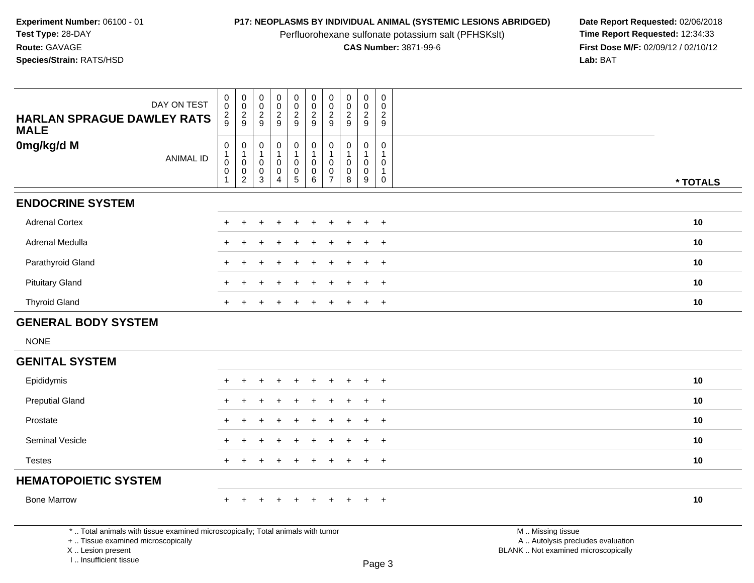**Experiment Number:** 06100 - 01
**Test Type:** 28-DAY
**Route:** GAVAGE
**Species/Strain:** RATS/HSD

**P17: NEOPLASMS BY INDIVIDUAL ANIMAL (SYSTEMIC LESIONS ABRIDGED)**
Perfluorohexane sulfonate potassium salt (PFHSKslt)
**CAS Number:** 3871-99-6

**Date Report Requested:** 02/06/2018
**Time Report Requested:** 12:34:33
**First Dose M/F:** 02/09/12 / 02/10/12
**Lab:** BAT

| DAY ON TEST | 0029 | 0029 | 0029 | 0029 | 0029 | 0029 | 0029 | 0029 | 0029 | 0029 | |
|---|---|---|---|---|---|---|---|---|---|---|---|
| **HARLAN SPRAGUE DAWLEY RATS MALE** | | | | | | | | | | | |
| **0mg/kg/d M** ANIMAL ID | 01001 | 01002 | 01003 | 01004 | 01005 | 01006 | 01007 | 01008 | 01009 | 01010 | *** TOTALS** |
| **ENDOCRINE SYSTEM** | | | | | | | | | | | |
| Adrenal Cortex | + | + | + | + | + | + | + | + | + | + | **10** |
| Adrenal Medulla | + | + | + | + | + | + | + | + | + | + | **10** |
| Parathyroid Gland | + | + | + | + | + | + | + | + | + | + | **10** |
| Pituitary Gland | + | + | + | + | + | + | + | + | + | + | **10** |
| Thyroid Gland | + | + | + | + | + | + | + | + | + | + | **10** |
| **GENERAL BODY SYSTEM** | | | | | | | | | | | |
| NONE | | | | | | | | | | | |
| **GENITAL SYSTEM** | | | | | | | | | | | |
| Epididymis | + | + | + | + | + | + | + | + | + | + | **10** |
| Preputial Gland | + | + | + | + | + | + | + | + | + | + | **10** |
| Prostate | + | + | + | + | + | + | + | + | + | + | **10** |
| Seminal Vesicle | + | + | + | + | + | + | + | + | + | + | **10** |
| Testes | + | + | + | + | + | + | + | + | + | + | **10** |
| **HEMATOPOIETIC SYSTEM** | | | | | | | | | | | |
| Bone Marrow | + | + | + | + | + | + | + | + | + | + | **10** |

* .. Total animals with tissue examined microscopically; Total animals with tumor
+ .. Tissue examined microscopically
X .. Lesion present
I .. Insufficient tissue

M .. Missing tissue
A .. Autolysis precludes evaluation
BLANK .. Not examined microscopically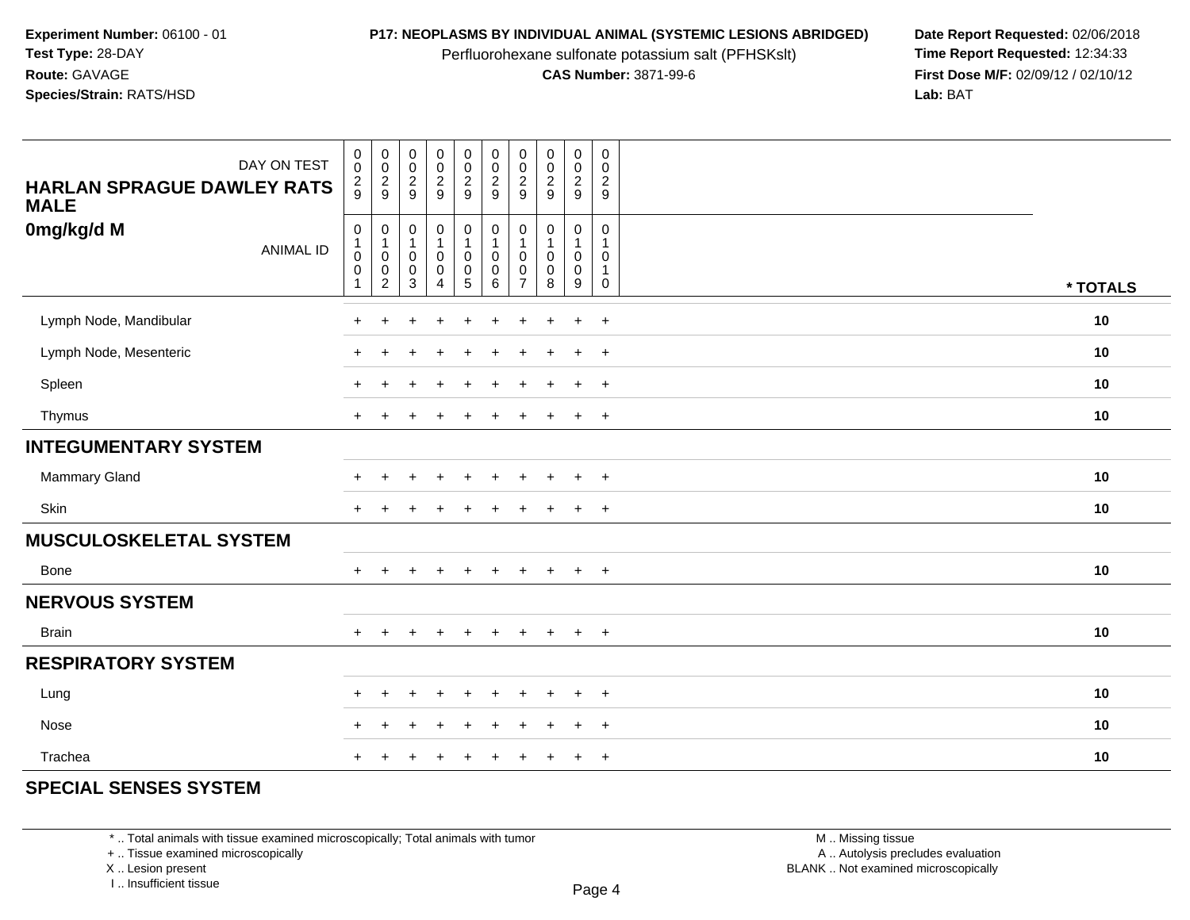**Experiment Number:** 06100 - 01
**Test Type:** 28-DAY
**Route:** GAVAGE
**Species/Strain:** RATS/HSD

**P17: NEOPLASMS BY INDIVIDUAL ANIMAL (SYSTEMIC LESIONS ABRIDGED)**
Perfluorohexane sulfonate potassium salt (PFHSKslt)
**CAS Number:** 3871-99-6

**Date Report Requested:** 02/06/2018
**Time Report Requested:** 12:34:33
**First Dose M/F:** 02/09/12 / 02/10/12
**Lab:** BAT

| DAY ON TEST | 0029 | 0029 | 0029 | 0029 | 0029 | 0029 | 0029 | 0029 | 0029 | 0029 | |
|---|---|---|---|---|---|---|---|---|---|---|---|
| **HARLAN SPRAGUE DAWLEY RATS MALE** | | | | | | | | | | | |
| **0mg/kg/d M** ANIMAL ID | 01001 | 01002 | 01003 | 01004 | 01005 | 01006 | 01007 | 01008 | 01009 | 01010 | *** TOTALS** |
| Lymph Node, Mandibular | + | + | + | + | + | + | + | + | + | + | **10** |
| Lymph Node, Mesenteric | + | + | + | + | + | + | + | + | + | + | **10** |
| Spleen | + | + | + | + | + | + | + | + | + | + | **10** |
| Thymus | + | + | + | + | + | + | + | + | + | + | **10** |
| **INTEGUMENTARY SYSTEM** | | | | | | | | | | | |
| Mammary Gland | + | + | + | + | + | + | + | + | + | + | **10** |
| Skin | + | + | + | + | + | + | + | + | + | + | **10** |
| **MUSCULOSKELETAL SYSTEM** | | | | | | | | | | | |
| Bone | + | + | + | + | + | + | + | + | + | + | **10** |
| **NERVOUS SYSTEM** | | | | | | | | | | | |
| Brain | + | + | + | + | + | + | + | + | + | + | **10** |
| **RESPIRATORY SYSTEM** | | | | | | | | | | | |
| Lung | + | + | + | + | + | + | + | + | + | + | **10** |
| Nose | + | + | + | + | + | + | + | + | + | + | **10** |
| Trachea | + | + | + | + | + | + | + | + | + | + | **10** |
| **SPECIAL SENSES SYSTEM** | | | | | | | | | | | |

* .. Total animals with tissue examined microscopically; Total animals with tumor
+ .. Tissue examined microscopically
X .. Lesion present
I .. Insufficient tissue

M .. Missing tissue
A .. Autolysis precludes evaluation
BLANK .. Not examined microscopically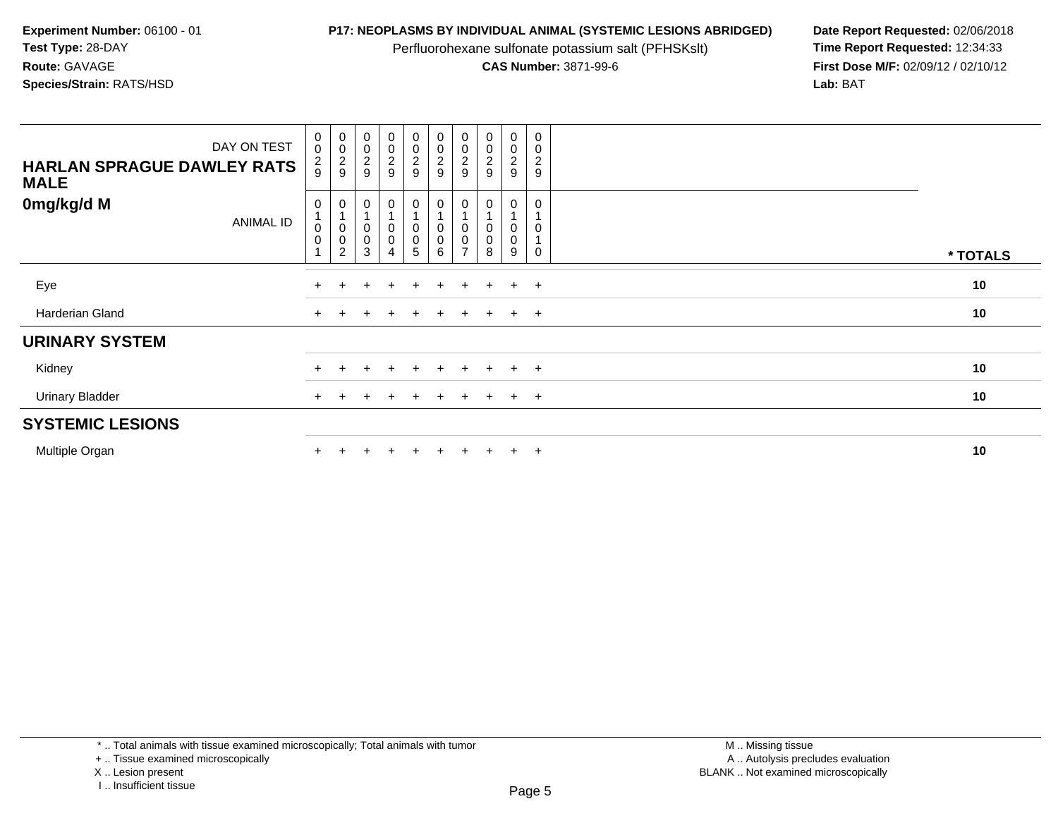**Experiment Number:** 06100 - 01
**Test Type:** 28-DAY
**Route:** GAVAGE
**Species/Strain:** RATS/HSD

**P17: NEOPLASMS BY INDIVIDUAL ANIMAL (SYSTEMIC LESIONS ABRIDGED)**
Perfluorohexane sulfonate potassium salt (PFHSKslt)
**CAS Number:** 3871-99-6

**Date Report Requested:** 02/06/2018
**Time Report Requested:** 12:34:33
**First Dose M/F:** 02/09/12 / 02/10/12
**Lab:** BAT

| DAY ON TEST | 0029 | 0029 | 0029 | 0029 | 0029 | 0029 | 0029 | 0029 | 0029 | 0029 | |
|---|---|---|---|---|---|---|---|---|---|---|---|
| **HARLAN SPRAGUE DAWLEY RATS MALE** | | | | | | | | | | | |
| **0mg/kg/d M** ANIMAL ID | 01001 | 01002 | 01003 | 01004 | 01005 | 01006 | 01007 | 01008 | 01009 | 01010 | * TOTALS |
| Eye | + | + | + | + | + | + | + | + | + | + | 10 |
| Harderian Gland | + | + | + | + | + | + | + | + | + | + | 10 |
| **URINARY SYSTEM** | | | | | | | | | | | |
| Kidney | + | + | + | + | + | + | + | + | + | + | 10 |
| Urinary Bladder | + | + | + | + | + | + | + | + | + | + | 10 |
| **SYSTEMIC LESIONS** | | | | | | | | | | | |
| Multiple Organ | + | + | + | + | + | + | + | + | + | + | 10 |

* .. Total animals with tissue examined microscopically; Total animals with tumor
+ .. Tissue examined microscopically
X .. Lesion present
I .. Insufficient tissue

M .. Missing tissue
A .. Autolysis precludes evaluation
BLANK .. Not examined microscopically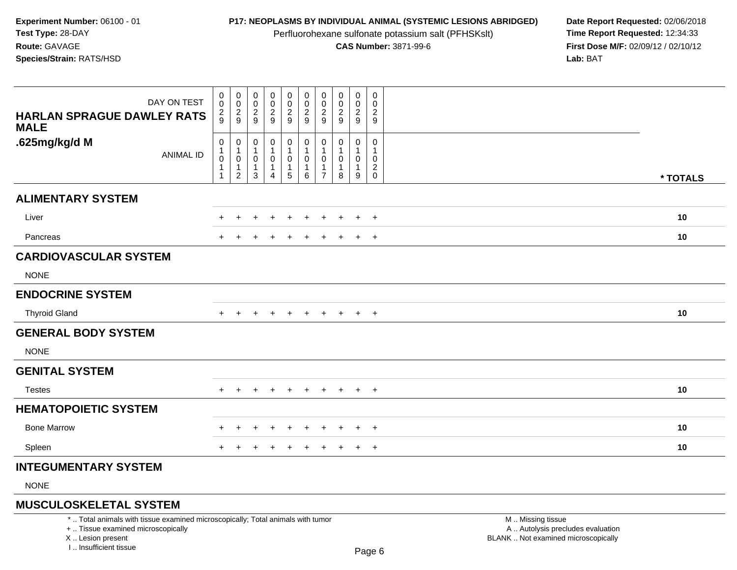**Experiment Number:** 06100 - 01
**Test Type:** 28-DAY
**Route:** GAVAGE
**Species/Strain:** RATS/HSD

**P17: NEOPLASMS BY INDIVIDUAL ANIMAL (SYSTEMIC LESIONS ABRIDGED)**
Perfluorohexane sulfonate potassium salt (PFHSKslt)
**CAS Number:** 3871-99-6

**Date Report Requested:** 02/06/2018
**Time Report Requested:** 12:34:33
**First Dose M/F:** 02/09/12 / 02/10/12
**Lab:** BAT

| HARLAN SPRAGUE DAWLEY RATS MALE .625mg/kg/d M | | | | | | | | | | | |
|---|---|---|---|---|---|---|---|---|---|---|---|
| DAY ON TEST | 0029 | 0029 | 0029 | 0029 | 0029 | 0029 | 0029 | 0029 | 0029 | 0029 | |
| ANIMAL ID | 01011 | 01012 | 01013 | 01014 | 01015 | 01016 | 01017 | 01018 | 01019 | 01020 | * TOTALS |
| **ALIMENTARY SYSTEM** | | | | | | | | | | | |
| Liver | + | + | + | + | + | + | + | + | + | + | 10 |
| Pancreas | + | + | + | + | + | + | + | + | + | + | 10 |
| **CARDIOVASCULAR SYSTEM** | | | | | | | | | | | |
| NONE | | | | | | | | | | | |
| **ENDOCRINE SYSTEM** | | | | | | | | | | | |
| Thyroid Gland | + | + | + | + | + | + | + | + | + | + | 10 |
| **GENERAL BODY SYSTEM** | | | | | | | | | | | |
| NONE | | | | | | | | | | | |
| **GENITAL SYSTEM** | | | | | | | | | | | |
| Testes | + | + | + | + | + | + | + | + | + | + | 10 |
| **HEMATOPOIETIC SYSTEM** | | | | | | | | | | | |
| Bone Marrow | + | + | + | + | + | + | + | + | + | + | 10 |
| Spleen | + | + | + | + | + | + | + | + | + | + | 10 |
| **INTEGUMENTARY SYSTEM** | | | | | | | | | | | |
| NONE | | | | | | | | | | | |
| **MUSCULOSKELETAL SYSTEM** | | | | | | | | | | | |

\* .. Total animals with tissue examined microscopically; Total animals with tumor
\+ .. Tissue examined microscopically
X .. Lesion present
I .. Insufficient tissue

M .. Missing tissue
A .. Autolysis precludes evaluation
BLANK .. Not examined microscopically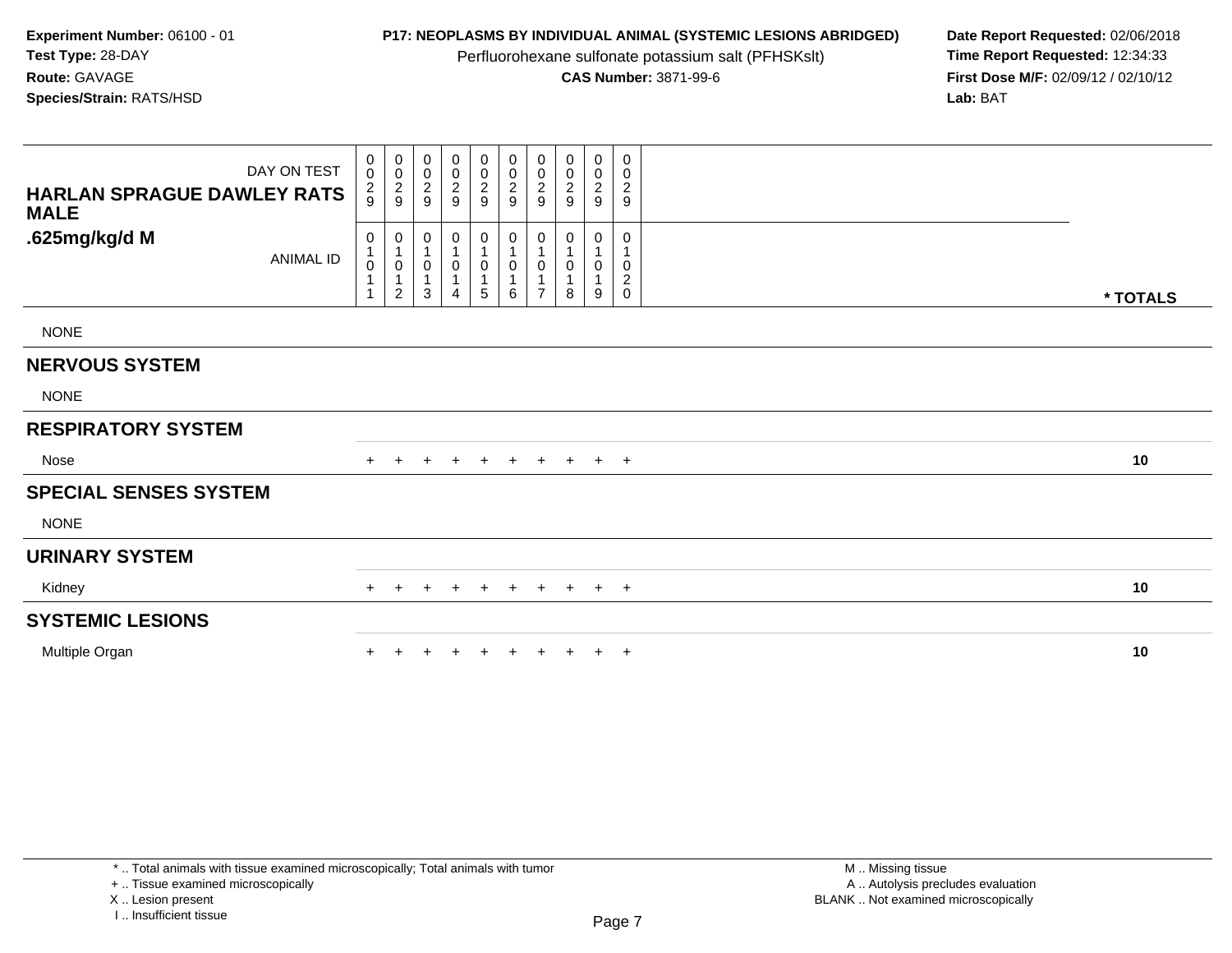**Experiment Number:** 06100 - 01
**Test Type:** 28-DAY
**Route:** GAVAGE
**Species/Strain:** RATS/HSD

**P17: NEOPLASMS BY INDIVIDUAL ANIMAL (SYSTEMIC LESIONS ABRIDGED)**
Perfluorohexane sulfonate potassium salt (PFHSKslt)
**CAS Number:** 3871-99-6

**Date Report Requested:** 02/06/2018
**Time Report Requested:** 12:34:33
**First Dose M/F:** 02/09/12 / 02/10/12
**Lab:** BAT

| HARLAN SPRAGUE DAWLEY RATS MALE .625mg/kg/d M | | | | | | | | | | | |
|---|---|---|---|---|---|---|---|---|---|---|---|
| DAY ON TEST | 0029 | 0029 | 0029 | 0029 | 0029 | 0029 | 0029 | 0029 | 0029 | 0029 | |
| ANIMAL ID | 01011 | 01012 | 01013 | 01014 | 01015 | 01016 | 01017 | 01018 | 01019 | 01020 | * TOTALS |
| NONE | | | | | | | | | | | |
| **NERVOUS SYSTEM** | | | | | | | | | | | |
| NONE | | | | | | | | | | | |
| **RESPIRATORY SYSTEM** | | | | | | | | | | | |
| Nose | + | + | + | + | + | + | + | + | + | + | 10 |
| **SPECIAL SENSES SYSTEM** | | | | | | | | | | | |
| NONE | | | | | | | | | | | |
| **URINARY SYSTEM** | | | | | | | | | | | |
| Kidney | + | + | + | + | + | + | + | + | + | + | 10 |
| **SYSTEMIC LESIONS** | | | | | | | | | | | |
| Multiple Organ | + | + | + | + | + | + | + | + | + | + | 10 |

* .. Total animals with tissue examined microscopically; Total animals with tumor
+ .. Tissue examined microscopically
X .. Lesion present
I .. Insufficient tissue

M .. Missing tissue
A .. Autolysis precludes evaluation
BLANK .. Not examined microscopically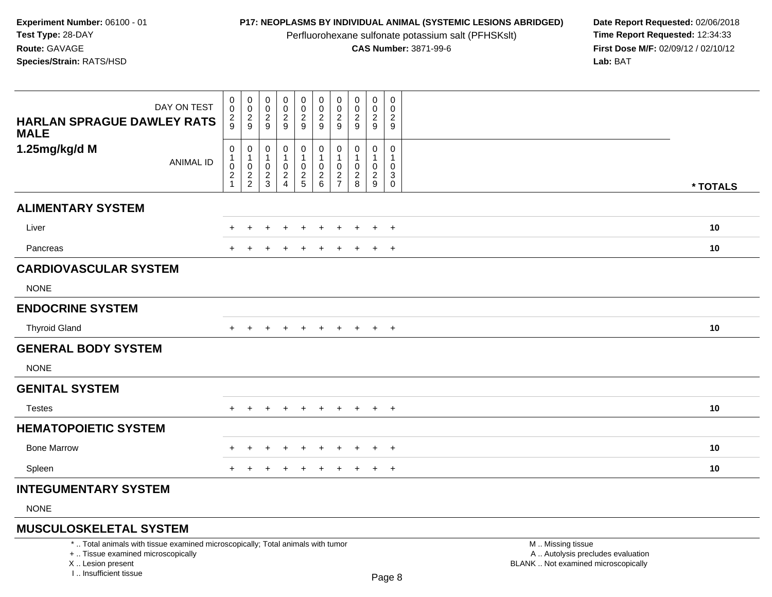**Experiment Number:** 06100 - 01
**Test Type:** 28-DAY
**Route:** GAVAGE
**Species/Strain:** RATS/HSD

**P17: NEOPLASMS BY INDIVIDUAL ANIMAL (SYSTEMIC LESIONS ABRIDGED)**
Perfluorohexane sulfonate potassium salt (PFHSKslt)
**CAS Number:** 3871-99-6

**Date Report Requested:** 02/06/2018
**Time Report Requested:** 12:34:33
**First Dose M/F:** 02/09/12 / 02/10/12
**Lab:** BAT

| HARLAN SPRAGUE DAWLEY RATS MALE 1.25mg/kg/d M | | | | | | | | | | | |
|---|---|---|---|---|---|---|---|---|---|---|---|
| DAY ON TEST | 0029 | 0029 | 0029 | 0029 | 0029 | 0029 | 0029 | 0029 | 0029 | 0029 | |
| ANIMAL ID | 01021 | 01022 | 01023 | 01024 | 01025 | 01026 | 01027 | 01028 | 01029 | 01030 | * TOTALS |
| **ALIMENTARY SYSTEM** | | | | | | | | | | | |
| Liver | + | + | + | + | + | + | + | + | + | + | 10 |
| Pancreas | + | + | + | + | + | + | + | + | + | + | 10 |
| **CARDIOVASCULAR SYSTEM** | | | | | | | | | | | |
| NONE | | | | | | | | | | | |
| **ENDOCRINE SYSTEM** | | | | | | | | | | | |
| Thyroid Gland | + | + | + | + | + | + | + | + | + | + | 10 |
| **GENERAL BODY SYSTEM** | | | | | | | | | | | |
| NONE | | | | | | | | | | | |
| **GENITAL SYSTEM** | | | | | | | | | | | |
| Testes | + | + | + | + | + | + | + | + | + | + | 10 |
| **HEMATOPOIETIC SYSTEM** | | | | | | | | | | | |
| Bone Marrow | + | + | + | + | + | + | + | + | + | + | 10 |
| Spleen | + | + | + | + | + | + | + | + | + | + | 10 |
| **INTEGUMENTARY SYSTEM** | | | | | | | | | | | |
| NONE | | | | | | | | | | | |
| **MUSCULOSKELETAL SYSTEM** | | | | | | | | | | | |

* .. Total animals with tissue examined microscopically; Total animals with tumor
+ .. Tissue examined microscopically
X .. Lesion present
I .. Insufficient tissue

M .. Missing tissue
A .. Autolysis precludes evaluation
BLANK .. Not examined microscopically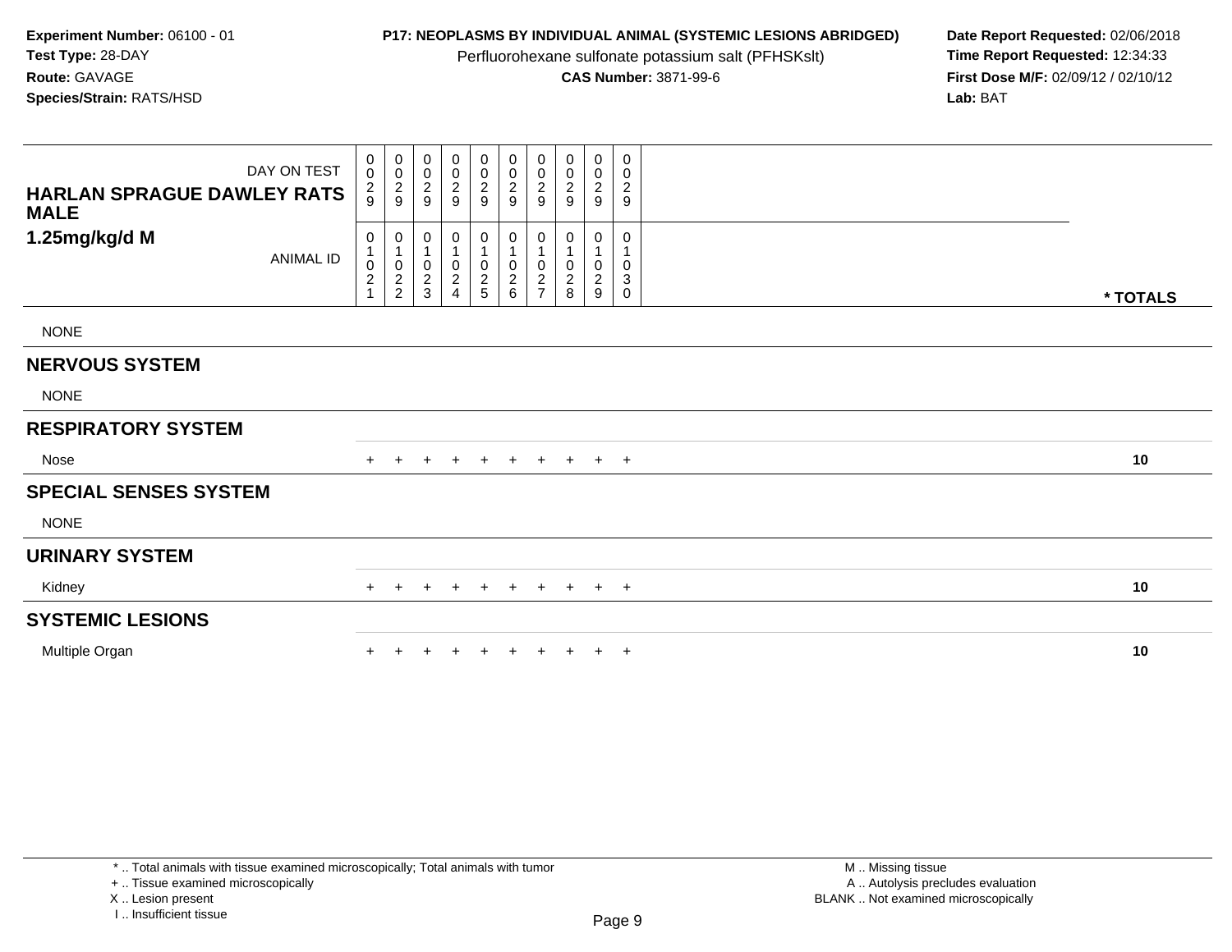**Experiment Number:** 06100 - 01
**Test Type:** 28-DAY
**Route:** GAVAGE
**Species/Strain:** RATS/HSD

**P17: NEOPLASMS BY INDIVIDUAL ANIMAL (SYSTEMIC LESIONS ABRIDGED)**
Perfluorohexane sulfonate potassium salt (PFHSKslt)
**CAS Number:** 3871-99-6

**Date Report Requested:** 02/06/2018
**Time Report Requested:** 12:34:33
**First Dose M/F:** 02/09/12 / 02/10/12
**Lab:** BAT

| HARLAN SPRAGUE DAWLEY RATS MALE 1.25mg/kg/d M | | | | | | | | | | | |
|---|---|---|---|---|---|---|---|---|---|---|---|
| DAY ON TEST | 0029 | 0029 | 0029 | 0029 | 0029 | 0029 | 0029 | 0029 | 0029 | 0029 | |
| ANIMAL ID | 01021 | 01022 | 01023 | 01024 | 01025 | 01026 | 01027 | 01028 | 01029 | 01030 | * TOTALS |
| NONE | | | | | | | | | | | |
| **NERVOUS SYSTEM** | | | | | | | | | | | |
| NONE | | | | | | | | | | | |
| **RESPIRATORY SYSTEM** | | | | | | | | | | | |
| Nose | + | + | + | + | + | + | + | + | + | + | 10 |
| **SPECIAL SENSES SYSTEM** | | | | | | | | | | | |
| NONE | | | | | | | | | | | |
| **URINARY SYSTEM** | | | | | | | | | | | |
| Kidney | + | + | + | + | + | + | + | + | + | + | 10 |
| **SYSTEMIC LESIONS** | | | | | | | | | | | |
| Multiple Organ | + | + | + | + | + | + | + | + | + | + | 10 |

* .. Total animals with tissue examined microscopically; Total animals with tumor
+ .. Tissue examined microscopically
X .. Lesion present
I .. Insufficient tissue

M .. Missing tissue
A .. Autolysis precludes evaluation
BLANK .. Not examined microscopically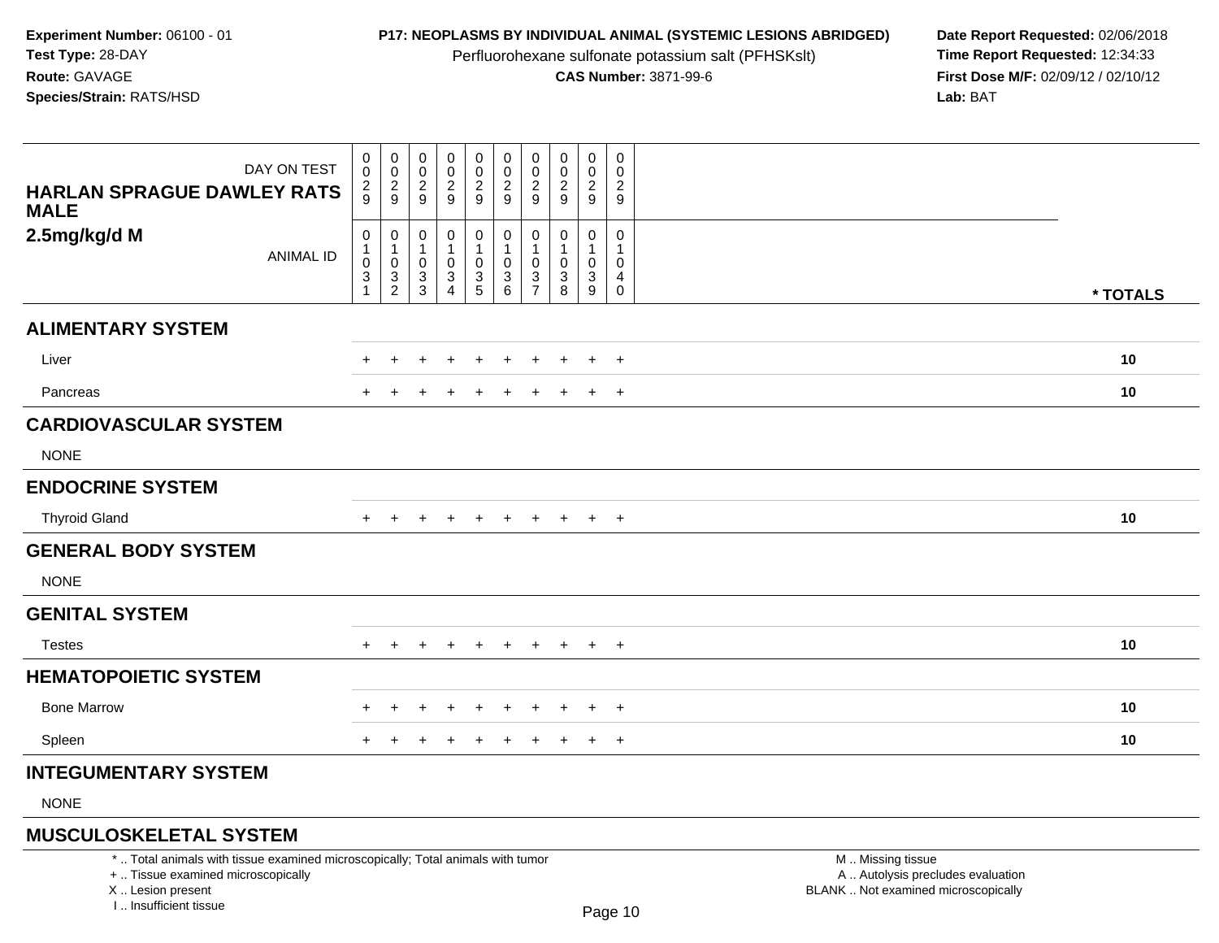**Experiment Number:** 06100 - 01
**Test Type:** 28-DAY
**Route:** GAVAGE
**Species/Strain:** RATS/HSD

**P17: NEOPLASMS BY INDIVIDUAL ANIMAL (SYSTEMIC LESIONS ABRIDGED)**
Perfluorohexane sulfonate potassium salt (PFHSKslt)
**CAS Number:** 3871-99-6

**Date Report Requested:** 02/06/2018
**Time Report Requested:** 12:34:33
**First Dose M/F:** 02/09/12 / 02/10/12
**Lab:** BAT

| HARLAN SPRAGUE DAWLEY RATS MALE 2.5mg/kg/d M | | | | | | | | | | | |
|---|---|---|---|---|---|---|---|---|---|---|---|
| DAY ON TEST | 0029 | 0029 | 0029 | 0029 | 0029 | 0029 | 0029 | 0029 | 0029 | 0029 | |
| ANIMAL ID | 01031 | 01032 | 01033 | 01034 | 01035 | 01036 | 01037 | 01038 | 01039 | 01040 | * TOTALS |
| **ALIMENTARY SYSTEM** | | | | | | | | | | | |
| Liver | + | + | + | + | + | + | + | + | + | + | 10 |
| Pancreas | + | + | + | + | + | + | + | + | + | + | 10 |
| **CARDIOVASCULAR SYSTEM** | | | | | | | | | | | |
| NONE | | | | | | | | | | | |
| **ENDOCRINE SYSTEM** | | | | | | | | | | | |
| Thyroid Gland | + | + | + | + | + | + | + | + | + | + | 10 |
| **GENERAL BODY SYSTEM** | | | | | | | | | | | |
| NONE | | | | | | | | | | | |
| **GENITAL SYSTEM** | | | | | | | | | | | |
| Testes | + | + | + | + | + | + | + | + | + | + | 10 |
| **HEMATOPOIETIC SYSTEM** | | | | | | | | | | | |
| Bone Marrow | + | + | + | + | + | + | + | + | + | + | 10 |
| Spleen | + | + | + | + | + | + | + | + | + | + | 10 |
| **INTEGUMENTARY SYSTEM** | | | | | | | | | | | |
| NONE | | | | | | | | | | | |
| **MUSCULOSKELETAL SYSTEM** | | | | | | | | | | | |

* .. Total animals with tissue examined microscopically; Total animals with tumor
+ .. Tissue examined microscopically
X .. Lesion present
I .. Insufficient tissue

M .. Missing tissue
A .. Autolysis precludes evaluation
BLANK .. Not examined microscopically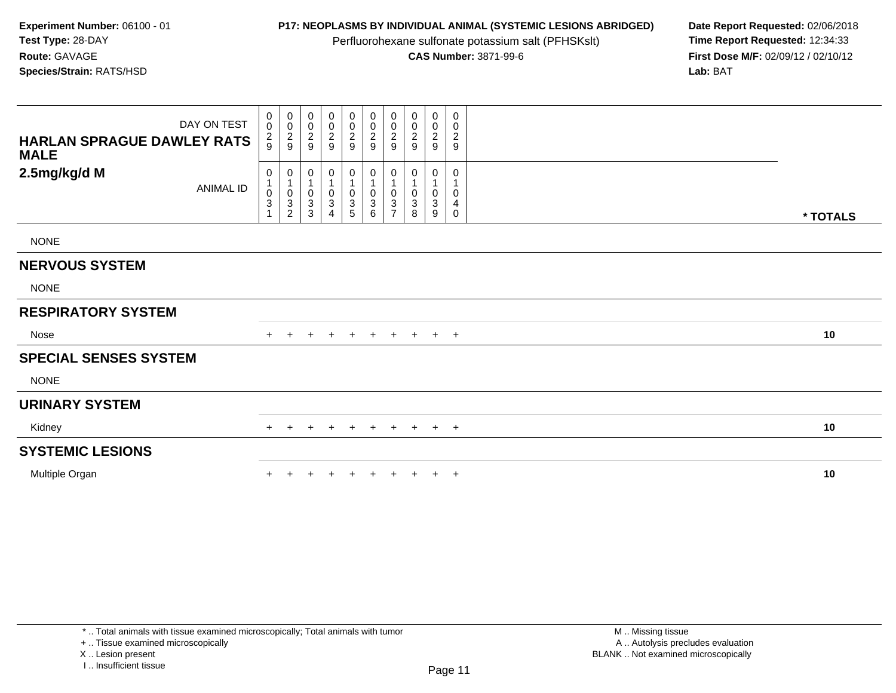**Experiment Number:** 06100 - 01
**Test Type:** 28-DAY
**Route:** GAVAGE
**Species/Strain:** RATS/HSD

**P17: NEOPLASMS BY INDIVIDUAL ANIMAL (SYSTEMIC LESIONS ABRIDGED)**
Perfluorohexane sulfonate potassium salt (PFHSKslt)
**CAS Number:** 3871-99-6

**Date Report Requested:** 02/06/2018
**Time Report Requested:** 12:34:33
**First Dose M/F:** 02/09/12 / 02/10/12
**Lab:** BAT

| DAY ON TEST | 029 | 029 | 029 | 029 | 029 | 029 | 029 | 029 | 029 | 029 | |
|---|---|---|---|---|---|---|---|---|---|---|---|
| **HARLAN SPRAGUE DAWLEY RATS MALE** | | | | | | | | | | | |
| **2.5mg/kg/d M** ANIMAL ID | 01031 | 01032 | 01033 | 01034 | 01035 | 01036 | 01037 | 01038 | 01039 | 01040 | *** TOTALS** |
| NONE | | | | | | | | | | | |
| **NERVOUS SYSTEM** | | | | | | | | | | | |
| NONE | | | | | | | | | | | |
| **RESPIRATORY SYSTEM** | | | | | | | | | | | |
| Nose | + | + | + | + | + | + | + | + | + | + | **10** |
| **SPECIAL SENSES SYSTEM** | | | | | | | | | | | |
| NONE | | | | | | | | | | | |
| **URINARY SYSTEM** | | | | | | | | | | | |
| Kidney | + | + | + | + | + | + | + | + | + | + | **10** |
| **SYSTEMIC LESIONS** | | | | | | | | | | | |
| Multiple Organ | + | + | + | + | + | + | + | + | + | + | **10** |

\* .. Total animals with tissue examined microscopically; Total animals with tumor
\+ .. Tissue examined microscopically
X .. Lesion present
I .. Insufficient tissue

M .. Missing tissue
A .. Autolysis precludes evaluation
BLANK .. Not examined microscopically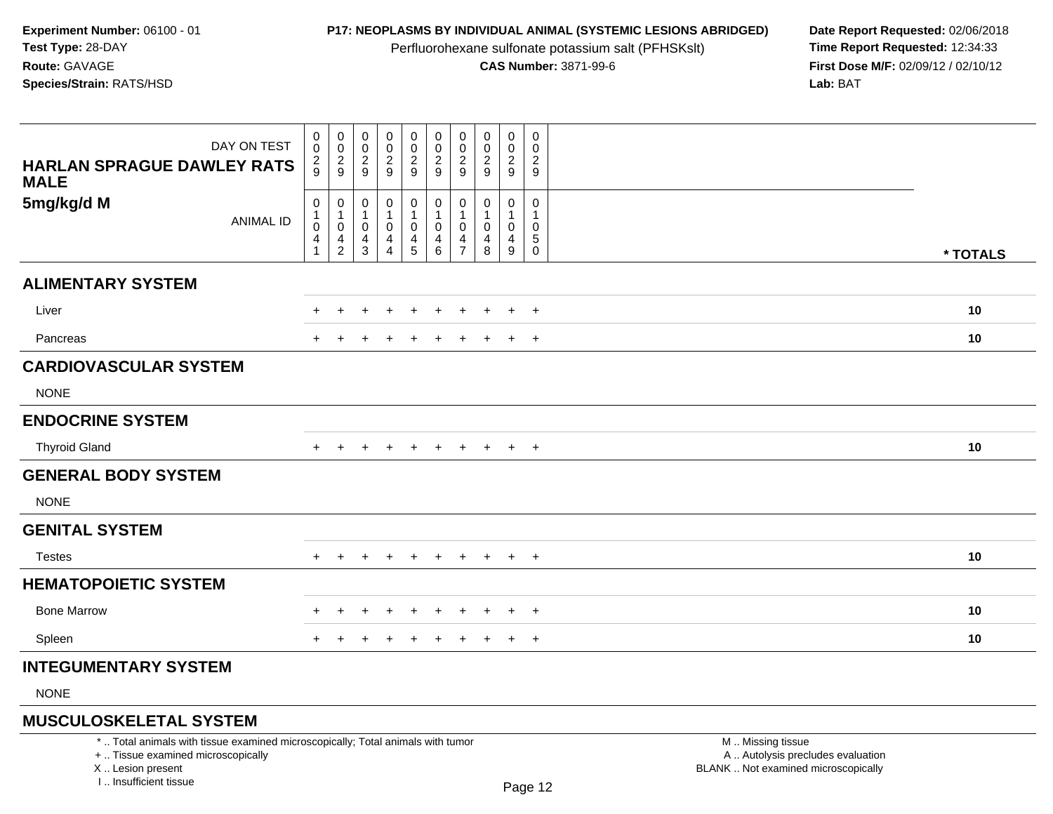**Experiment Number:** 06100 - 01
**Test Type:** 28-DAY
**Route:** GAVAGE
**Species/Strain:** RATS/HSD

**P17: NEOPLASMS BY INDIVIDUAL ANIMAL (SYSTEMIC LESIONS ABRIDGED)**
Perfluorohexane sulfonate potassium salt (PFHSKslt)
**CAS Number:** 3871-99-6

**Date Report Requested:** 02/06/2018
**Time Report Requested:** 12:34:33
**First Dose M/F:** 02/09/12 / 02/10/12
**Lab:** BAT

| DAY ON TEST | 0029 | 0029 | 0029 | 0029 | 0029 | 0029 | 0029 | 0029 | 0029 | 0029 | |
|---|---|---|---|---|---|---|---|---|---|---|---|
| **HARLAN SPRAGUE DAWLEY RATS MALE 5mg/kg/d M** ANIMAL ID | 01041 | 01042 | 01043 | 01044 | 01045 | 01046 | 01047 | 01048 | 01049 | 01050 | *** TOTALS** |
| **ALIMENTARY SYSTEM** | | | | | | | | | | | |
| Liver | + | + | + | + | + | + | + | + | + | + | **10** |
| Pancreas | + | + | + | + | + | + | + | + | + | + | **10** |
| **CARDIOVASCULAR SYSTEM** | | | | | | | | | | | |
| NONE | | | | | | | | | | | |
| **ENDOCRINE SYSTEM** | | | | | | | | | | | |
| Thyroid Gland | + | + | + | + | + | + | + | + | + | + | **10** |
| **GENERAL BODY SYSTEM** | | | | | | | | | | | |
| NONE | | | | | | | | | | | |
| **GENITAL SYSTEM** | | | | | | | | | | | |
| Testes | + | + | + | + | + | + | + | + | + | + | **10** |
| **HEMATOPOIETIC SYSTEM** | | | | | | | | | | | |
| Bone Marrow | + | + | + | + | + | + | + | + | + | + | **10** |
| Spleen | + | + | + | + | + | + | + | + | + | + | **10** |
| **INTEGUMENTARY SYSTEM** | | | | | | | | | | | |
| NONE | | | | | | | | | | | |
| **MUSCULOSKELETAL SYSTEM** | | | | | | | | | | | |

* .. Total animals with tissue examined microscopically; Total animals with tumor
+ .. Tissue examined microscopically
X .. Lesion present
I .. Insufficient tissue

M .. Missing tissue
A .. Autolysis precludes evaluation
BLANK .. Not examined microscopically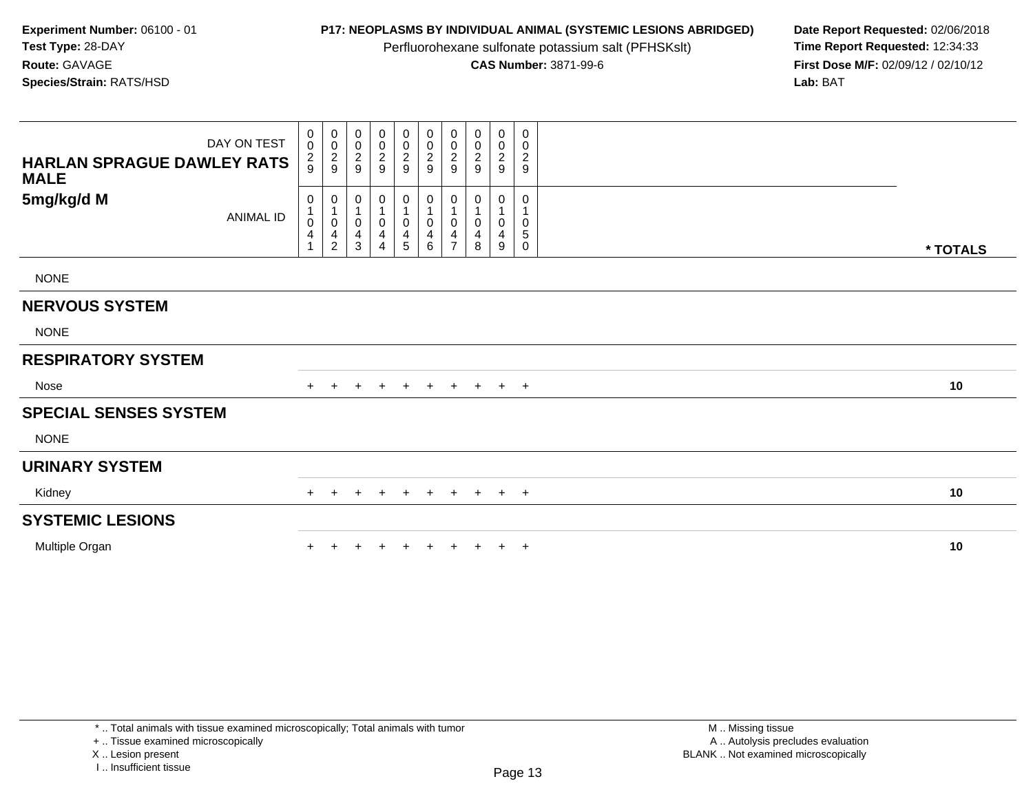**Experiment Number:** 06100 - 01
**Test Type:** 28-DAY
**Route:** GAVAGE
**Species/Strain:** RATS/HSD

**P17: NEOPLASMS BY INDIVIDUAL ANIMAL (SYSTEMIC LESIONS ABRIDGED)**
Perfluorohexane sulfonate potassium salt (PFHSKslt)
**CAS Number:** 3871-99-6

**Date Report Requested:** 02/06/2018
**Time Report Requested:** 12:34:33
**First Dose M/F:** 02/09/12 / 02/10/12
**Lab:** BAT

| DAY ON TEST | 0029 | 0029 | 0029 | 0029 | 0029 | 0029 | 0029 | 0029 | 0029 | 0029 | |
|---|---|---|---|---|---|---|---|---|---|---|---|
| **HARLAN SPRAGUE DAWLEY RATS MALE 5mg/kg/d M** ANIMAL ID | 01041 | 01042 | 01043 | 01044 | 01045 | 01046 | 01047 | 01048 | 01049 | 01050 | **\* TOTALS** |
| NONE | | | | | | | | | | | |
| **NERVOUS SYSTEM** | | | | | | | | | | | |
| NONE | | | | | | | | | | | |
| **RESPIRATORY SYSTEM** | | | | | | | | | | | |
| Nose | + | + | + | + | + | + | + | + | + | + | **10** |
| **SPECIAL SENSES SYSTEM** | | | | | | | | | | | |
| NONE | | | | | | | | | | | |
| **URINARY SYSTEM** | | | | | | | | | | | |
| Kidney | + | + | + | + | + | + | + | + | + | + | **10** |
| **SYSTEMIC LESIONS** | | | | | | | | | | | |
| Multiple Organ | + | + | + | + | + | + | + | + | + | + | **10** |

\* .. Total animals with tissue examined microscopically; Total animals with tumor
\+ .. Tissue examined microscopically
X .. Lesion present
I .. Insufficient tissue

M .. Missing tissue
A .. Autolysis precludes evaluation
BLANK .. Not examined microscopically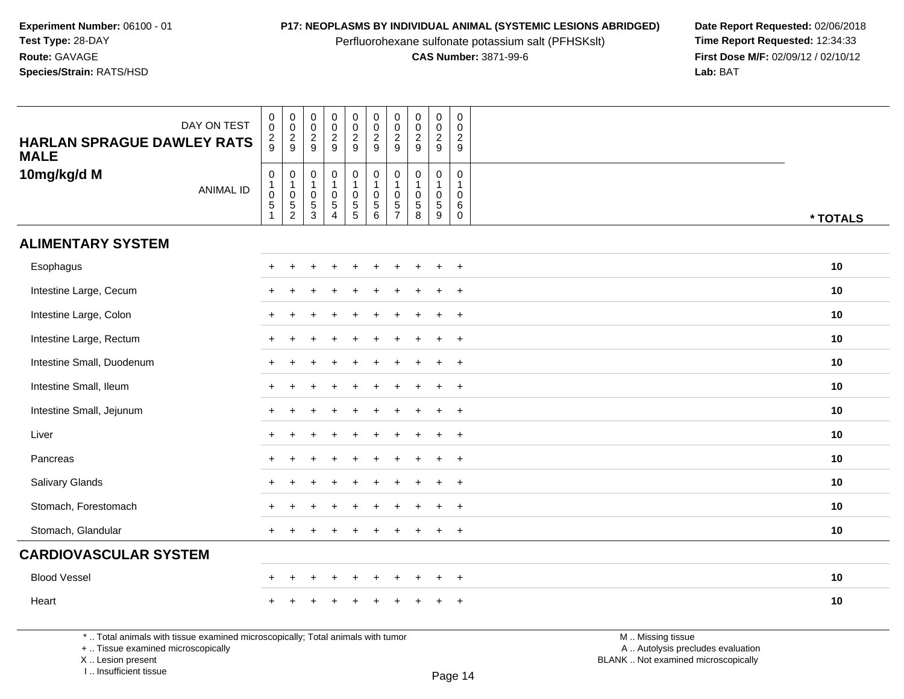**Experiment Number:** 06100 - 01
**Test Type:** 28-DAY
**Route:** GAVAGE
**Species/Strain:** RATS/HSD

**P17: NEOPLASMS BY INDIVIDUAL ANIMAL (SYSTEMIC LESIONS ABRIDGED)**
Perfluorohexane sulfonate potassium salt (PFHSKslt)
**CAS Number:** 3871-99-6

**Date Report Requested:** 02/06/2018
**Time Report Requested:** 12:34:33
**First Dose M/F:** 02/09/12 / 02/10/12
**Lab:** BAT

| HARLAN SPRAGUE DAWLEY RATS MALE 10mg/kg/d M | | | | | | | | | | | |
|---|---|---|---|---|---|---|---|---|---|---|---|
| DAY ON TEST | 0029 | 0029 | 0029 | 0029 | 0029 | 0029 | 0029 | 0029 | 0029 | 0029 | |
| ANIMAL ID | 01051 | 01052 | 01053 | 01054 | 01055 | 01056 | 01057 | 01058 | 01059 | 01060 | * TOTALS |
| **ALIMENTARY SYSTEM** | | | | | | | | | | | |
| Esophagus | + | + | + | + | + | + | + | + | + | + | 10 |
| Intestine Large, Cecum | + | + | + | + | + | + | + | + | + | + | 10 |
| Intestine Large, Colon | + | + | + | + | + | + | + | + | + | + | 10 |
| Intestine Large, Rectum | + | + | + | + | + | + | + | + | + | + | 10 |
| Intestine Small, Duodenum | + | + | + | + | + | + | + | + | + | + | 10 |
| Intestine Small, Ileum | + | + | + | + | + | + | + | + | + | + | 10 |
| Intestine Small, Jejunum | + | + | + | + | + | + | + | + | + | + | 10 |
| Liver | + | + | + | + | + | + | + | + | + | + | 10 |
| Pancreas | + | + | + | + | + | + | + | + | + | + | 10 |
| Salivary Glands | + | + | + | + | + | + | + | + | + | + | 10 |
| Stomach, Forestomach | + | + | + | + | + | + | + | + | + | + | 10 |
| Stomach, Glandular | + | + | + | + | + | + | + | + | + | + | 10 |
| **CARDIOVASCULAR SYSTEM** | | | | | | | | | | | |
| Blood Vessel | + | + | + | + | + | + | + | + | + | + | 10 |
| Heart | + | + | + | + | + | + | + | + | + | + | 10 |

* .. Total animals with tissue examined microscopically; Total animals with tumor
+ .. Tissue examined microscopically
X .. Lesion present
I .. Insufficient tissue

M .. Missing tissue
A .. Autolysis precludes evaluation
BLANK .. Not examined microscopically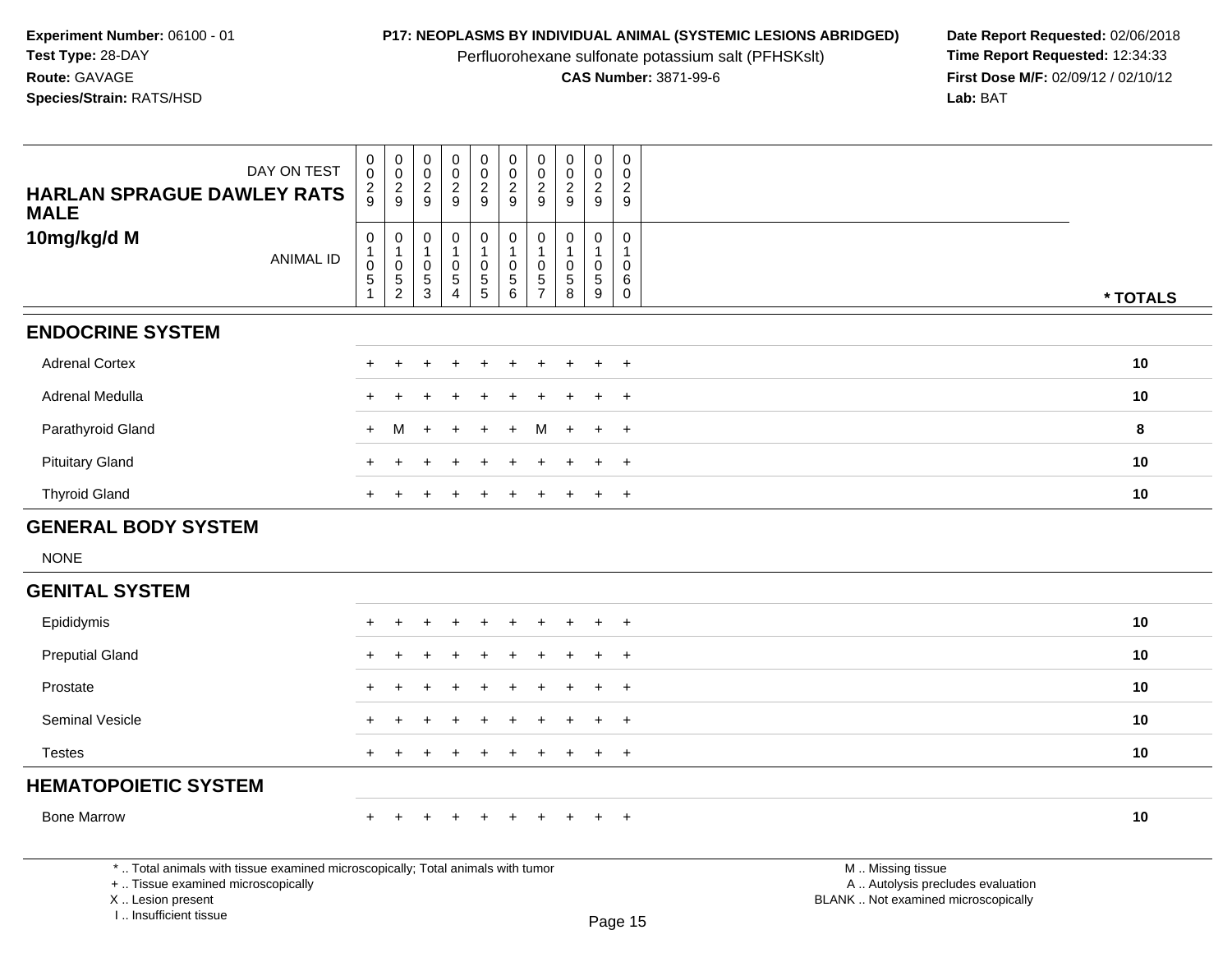**Experiment Number:** 06100 - 01
**Test Type:** 28-DAY
**Route:** GAVAGE
**Species/Strain:** RATS/HSD

**P17: NEOPLASMS BY INDIVIDUAL ANIMAL (SYSTEMIC LESIONS ABRIDGED)**
Perfluorohexane sulfonate potassium salt (PFHSKslt)
**CAS Number:** 3871-99-6

**Date Report Requested:** 02/06/2018
**Time Report Requested:** 12:34:33
**First Dose M/F:** 02/09/12 / 02/10/12
**Lab:** BAT

| HARLAN SPRAGUE DAWLEY RATS MALE 10mg/kg/d M | | | | | | | | | | | |
|---|---|---|---|---|---|---|---|---|---|---|---|
| DAY ON TEST | 0029 | 0029 | 0029 | 0029 | 0029 | 0029 | 0029 | 0029 | 0029 | 0029 | |
| ANIMAL ID | 01051 | 01052 | 01053 | 01054 | 01055 | 01056 | 01057 | 01058 | 01059 | 01060 | * TOTALS |
| **ENDOCRINE SYSTEM** | | | | | | | | | | | |
| Adrenal Cortex | + | + | + | + | + | + | + | + | + | + | 10 |
| Adrenal Medulla | + | + | + | + | + | + | + | + | + | + | 10 |
| Parathyroid Gland | + | M | + | + | + | + | M | + | + | + | 8 |
| Pituitary Gland | + | + | + | + | + | + | + | + | + | + | 10 |
| Thyroid Gland | + | + | + | + | + | + | + | + | + | + | 10 |
| **GENERAL BODY SYSTEM** | | | | | | | | | | | |
| NONE | | | | | | | | | | | |
| **GENITAL SYSTEM** | | | | | | | | | | | |
| Epididymis | + | + | + | + | + | + | + | + | + | + | 10 |
| Preputial Gland | + | + | + | + | + | + | + | + | + | + | 10 |
| Prostate | + | + | + | + | + | + | + | + | + | + | 10 |
| Seminal Vesicle | + | + | + | + | + | + | + | + | + | + | 10 |
| Testes | + | + | + | + | + | + | + | + | + | + | 10 |
| **HEMATOPOIETIC SYSTEM** | | | | | | | | | | | |
| Bone Marrow | + | + | + | + | + | + | + | + | + | + | 10 |

\* .. Total animals with tissue examined microscopically; Total animals with tumor
\+ .. Tissue examined microscopically
X .. Lesion present
I .. Insufficient tissue

M .. Missing tissue
A .. Autolysis precludes evaluation
BLANK .. Not examined microscopically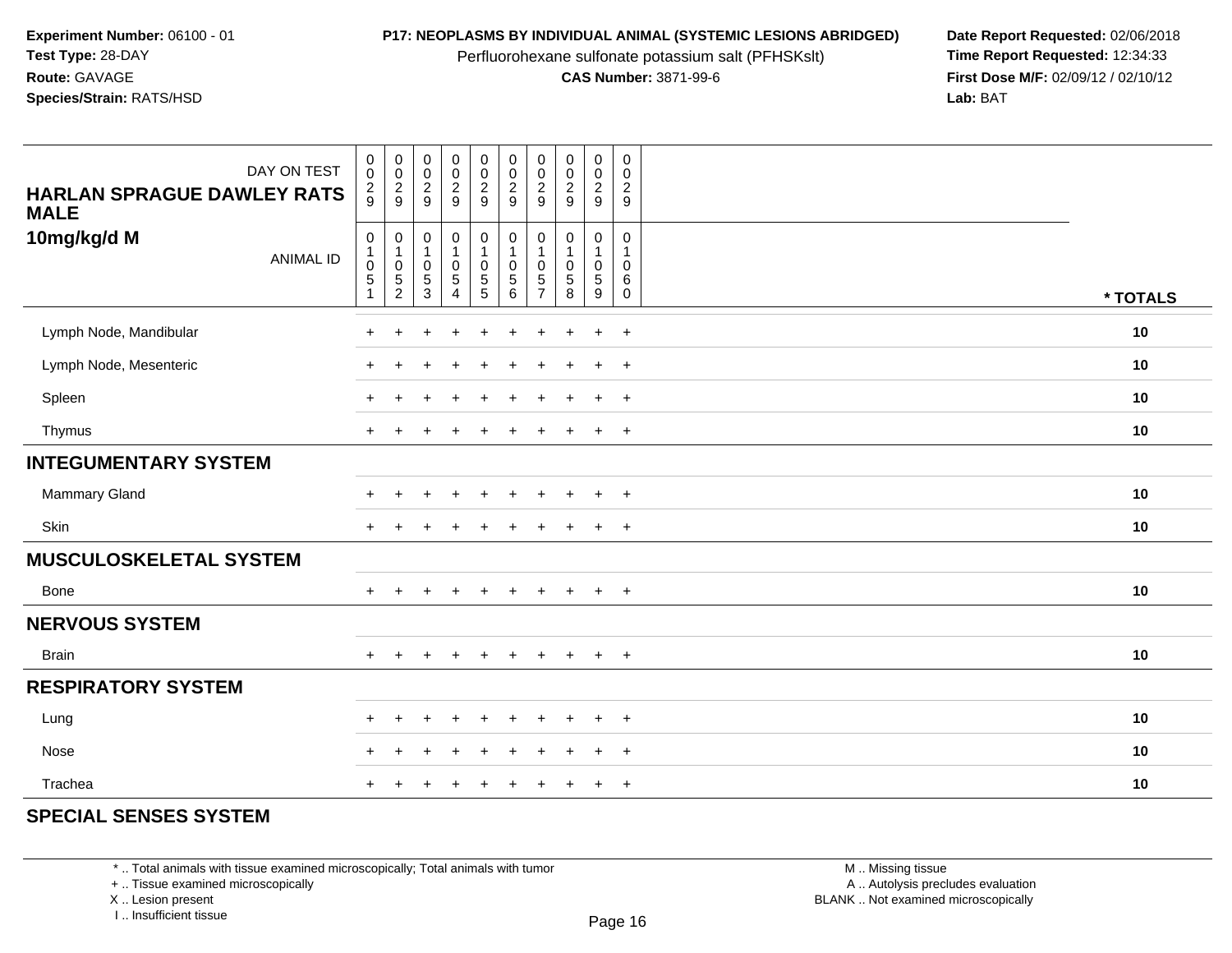**Experiment Number:** 06100 - 01
**Test Type:** 28-DAY
**Route:** GAVAGE
**Species/Strain:** RATS/HSD

**P17: NEOPLASMS BY INDIVIDUAL ANIMAL (SYSTEMIC LESIONS ABRIDGED)**
Perfluorohexane sulfonate potassium salt (PFHSKslt)
**CAS Number:** 3871-99-6

**Date Report Requested:** 02/06/2018
**Time Report Requested:** 12:34:33
**First Dose M/F:** 02/09/12 / 02/10/12
**Lab:** BAT

| HARLAN SPRAGUE DAWLEY RATS MALE 10mg/kg/d M — DAY ON TEST | 0029 | 0029 | 0029 | 0029 | 0029 | 0029 | 0029 | 0029 | 0029 | 0029 | |
|---|---|---|---|---|---|---|---|---|---|---|---|
| ANIMAL ID | 01051 | 01052 | 01053 | 01054 | 01055 | 01056 | 01057 | 01058 | 01059 | 01060 | * TOTALS |
| Lymph Node, Mandibular | + | + | + | + | + | + | + | + | + | + | 10 |
| Lymph Node, Mesenteric | + | + | + | + | + | + | + | + | + | + | 10 |
| Spleen | + | + | + | + | + | + | + | + | + | + | 10 |
| Thymus | + | + | + | + | + | + | + | + | + | + | 10 |
| **INTEGUMENTARY SYSTEM** | | | | | | | | | | | |
| Mammary Gland | + | + | + | + | + | + | + | + | + | + | 10 |
| Skin | + | + | + | + | + | + | + | + | + | + | 10 |
| **MUSCULOSKELETAL SYSTEM** | | | | | | | | | | | |
| Bone | + | + | + | + | + | + | + | + | + | + | 10 |
| **NERVOUS SYSTEM** | | | | | | | | | | | |
| Brain | + | + | + | + | + | + | + | + | + | + | 10 |
| **RESPIRATORY SYSTEM** | | | | | | | | | | | |
| Lung | + | + | + | + | + | + | + | + | + | + | 10 |
| Nose | + | + | + | + | + | + | + | + | + | + | 10 |
| Trachea | + | + | + | + | + | + | + | + | + | + | 10 |
| **SPECIAL SENSES SYSTEM** | | | | | | | | | | | |

* .. Total animals with tissue examined microscopically; Total animals with tumor
+ .. Tissue examined microscopically
X .. Lesion present
I .. Insufficient tissue

M .. Missing tissue
A .. Autolysis precludes evaluation
BLANK .. Not examined microscopically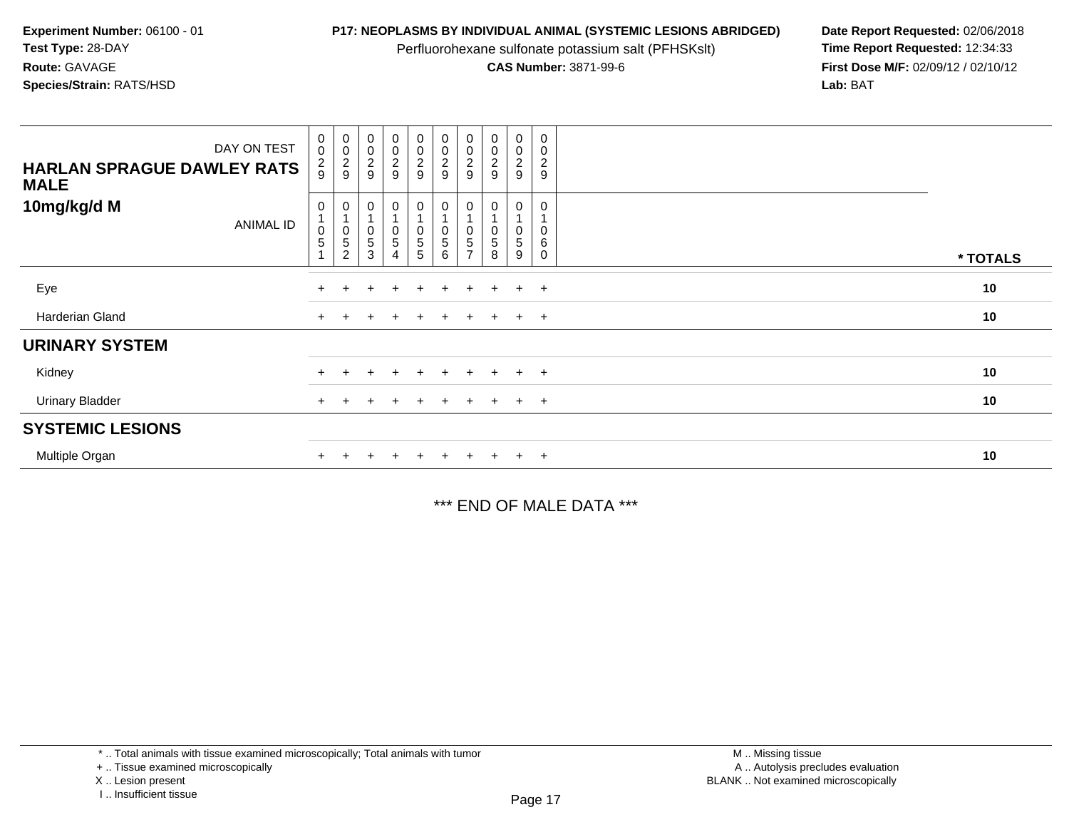**Experiment Number:** 06100 - 01
**Test Type:** 28-DAY
**Route:** GAVAGE
**Species/Strain:** RATS/HSD

**P17: NEOPLASMS BY INDIVIDUAL ANIMAL (SYSTEMIC LESIONS ABRIDGED)**
Perfluorohexane sulfonate potassium salt (PFHSKslt)
**CAS Number:** 3871-99-6

**Date Report Requested:** 02/06/2018
**Time Report Requested:** 12:34:33
**First Dose M/F:** 02/09/12 / 02/10/12
**Lab:** BAT

| HARLAN SPRAGUE DAWLEY RATS MALE 10mg/kg/d M — DAY ON TEST | 0029 | 0029 | 0029 | 0029 | 0029 | 0029 | 0029 | 0029 | 0029 | 0029 | |
|---|---|---|---|---|---|---|---|---|---|---|---|
| ANIMAL ID | 01051 | 01052 | 01053 | 01054 | 01055 | 01056 | 01057 | 01058 | 01059 | 01060 | * TOTALS |
| Eye | + | + | + | + | + | + | + | + | + | + | 10 |
| Harderian Gland | + | + | + | + | + | + | + | + | + | + | 10 |
| **URINARY SYSTEM** | | | | | | | | | | | |
| Kidney | + | + | + | + | + | + | + | + | + | + | 10 |
| Urinary Bladder | + | + | + | + | + | + | + | + | + | + | 10 |
| **SYSTEMIC LESIONS** | | | | | | | | | | | |
| Multiple Organ | + | + | + | + | + | + | + | + | + | + | 10 |

*** END OF MALE DATA ***

* .. Total animals with tissue examined microscopically; Total animals with tumor
+ .. Tissue examined microscopically
X .. Lesion present
I .. Insufficient tissue

M .. Missing tissue
A .. Autolysis precludes evaluation
BLANK .. Not examined microscopically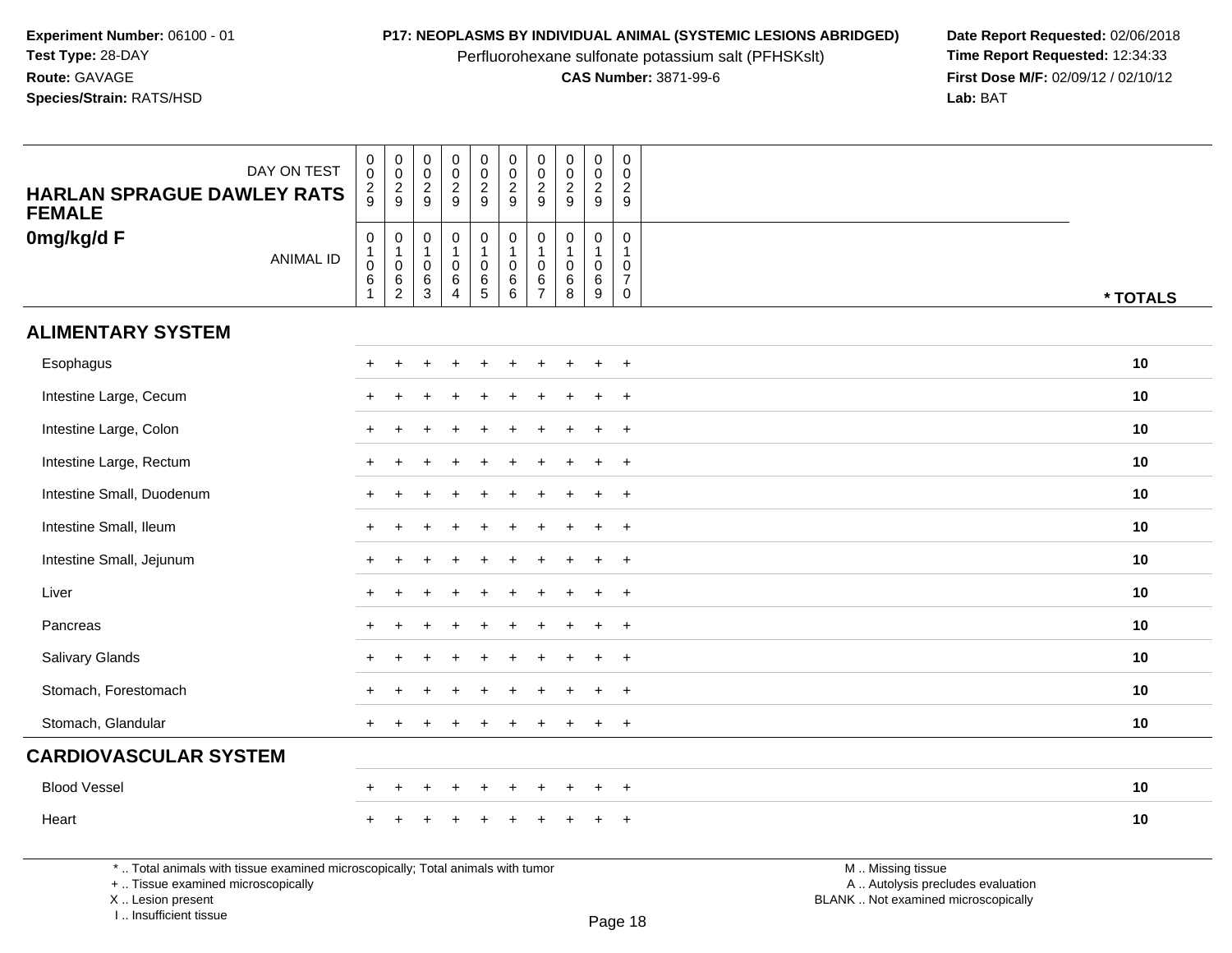**Experiment Number:** 06100 - 01
**Test Type:** 28-DAY
**Route:** GAVAGE
**Species/Strain:** RATS/HSD

**P17: NEOPLASMS BY INDIVIDUAL ANIMAL (SYSTEMIC LESIONS ABRIDGED)**
Perfluorohexane sulfonate potassium salt (PFHSKslt)
**CAS Number:** 3871-99-6

**Date Report Requested:** 02/06/2018
**Time Report Requested:** 12:34:33
**First Dose M/F:** 02/09/12 / 02/10/12
**Lab:** BAT

| DAY ON TEST | 0029 | 0029 | 0029 | 0029 | 0029 | 0029 | 0029 | 0029 | 0029 | 0029 | |
|---|---|---|---|---|---|---|---|---|---|---|---|
| **HARLAN SPRAGUE DAWLEY RATS FEMALE** | | | | | | | | | | | |
| **0mg/kg/d F** ANIMAL ID | 01061 | 01062 | 01063 | 01064 | 01065 | 01066 | 01067 | 01068 | 01069 | 01070 | *** TOTALS** |
| **ALIMENTARY SYSTEM** | | | | | | | | | | | |
| Esophagus | + | + | + | + | + | + | + | + | + | + | **10** |
| Intestine Large, Cecum | + | + | + | + | + | + | + | + | + | + | **10** |
| Intestine Large, Colon | + | + | + | + | + | + | + | + | + | + | **10** |
| Intestine Large, Rectum | + | + | + | + | + | + | + | + | + | + | **10** |
| Intestine Small, Duodenum | + | + | + | + | + | + | + | + | + | + | **10** |
| Intestine Small, Ileum | + | + | + | + | + | + | + | + | + | + | **10** |
| Intestine Small, Jejunum | + | + | + | + | + | + | + | + | + | + | **10** |
| Liver | + | + | + | + | + | + | + | + | + | + | **10** |
| Pancreas | + | + | + | + | + | + | + | + | + | + | **10** |
| Salivary Glands | + | + | + | + | + | + | + | + | + | + | **10** |
| Stomach, Forestomach | + | + | + | + | + | + | + | + | + | + | **10** |
| Stomach, Glandular | + | + | + | + | + | + | + | + | + | + | **10** |
| **CARDIOVASCULAR SYSTEM** | | | | | | | | | | | |
| Blood Vessel | + | + | + | + | + | + | + | + | + | + | **10** |
| Heart | + | + | + | + | + | + | + | + | + | + | **10** |

* .. Total animals with tissue examined microscopically; Total animals with tumor
+ .. Tissue examined microscopically
X .. Lesion present
I .. Insufficient tissue

M .. Missing tissue
A .. Autolysis precludes evaluation
BLANK .. Not examined microscopically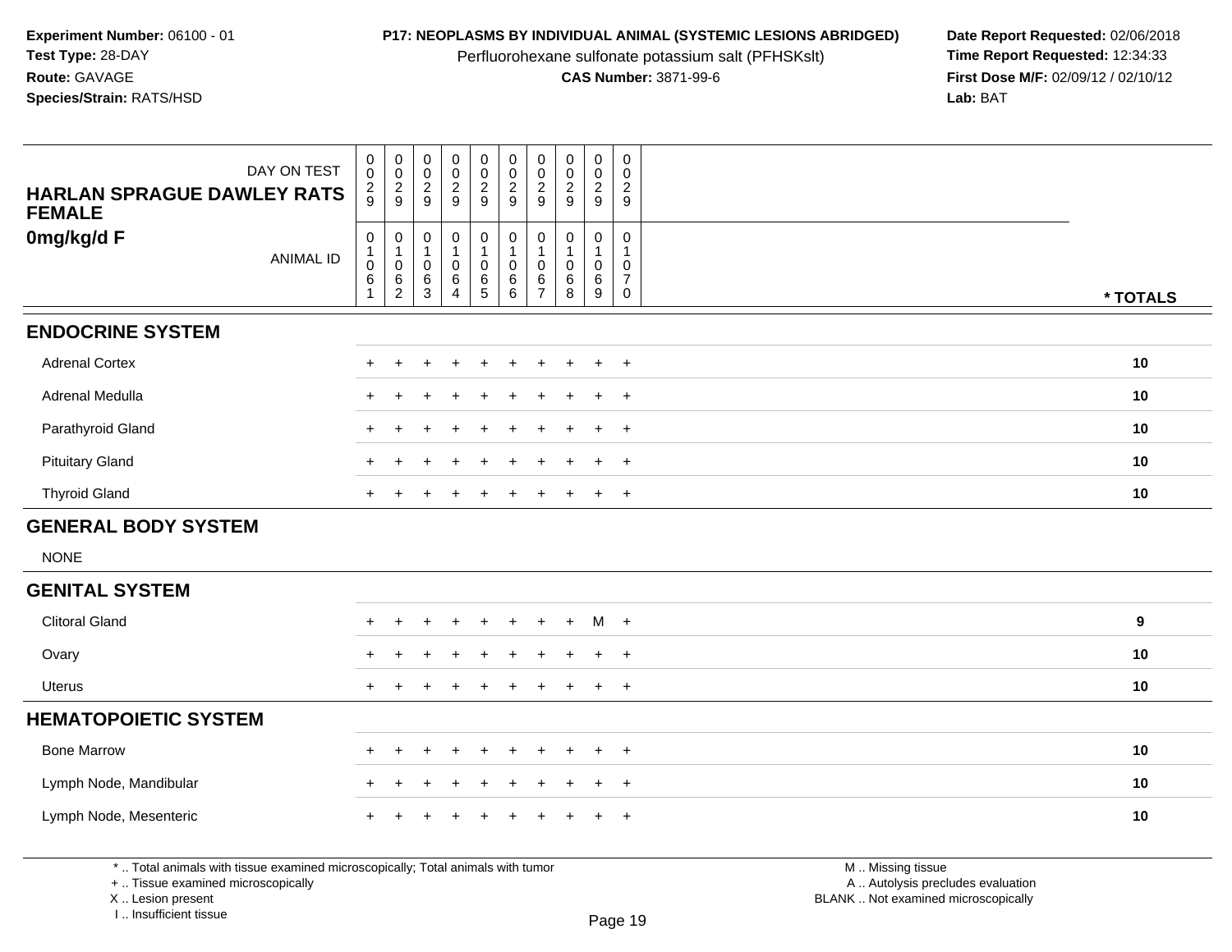**Experiment Number:** 06100 - 01
**Test Type:** 28-DAY
**Route:** GAVAGE
**Species/Strain:** RATS/HSD

**P17: NEOPLASMS BY INDIVIDUAL ANIMAL (SYSTEMIC LESIONS ABRIDGED)**
Perfluorohexane sulfonate potassium salt (PFHSKslt)
**CAS Number:** 3871-99-6

**Date Report Requested:** 02/06/2018
**Time Report Requested:** 12:34:33
**First Dose M/F:** 02/09/12 / 02/10/12
**Lab:** BAT

| DAY ON TEST | 0029 | 0029 | 0029 | 0029 | 0029 | 0029 | 0029 | 0029 | 0029 | 0029 | |
|---|---|---|---|---|---|---|---|---|---|---|---|
| **HARLAN SPRAGUE DAWLEY RATS FEMALE** | | | | | | | | | | | |
| **0mg/kg/d F** ANIMAL ID | 01061 | 01062 | 01063 | 01064 | 01065 | 01066 | 01067 | 01068 | 01069 | 01070 | *** TOTALS** |
| **ENDOCRINE SYSTEM** | | | | | | | | | | | |
| Adrenal Cortex | + | + | + | + | + | + | + | + | + | + | **10** |
| Adrenal Medulla | + | + | + | + | + | + | + | + | + | + | **10** |
| Parathyroid Gland | + | + | + | + | + | + | + | + | + | + | **10** |
| Pituitary Gland | + | + | + | + | + | + | + | + | + | + | **10** |
| Thyroid Gland | + | + | + | + | + | + | + | + | + | + | **10** |
| **GENERAL BODY SYSTEM** | | | | | | | | | | | |
| NONE | | | | | | | | | | | |
| **GENITAL SYSTEM** | | | | | | | | | | | |
| Clitoral Gland | + | + | + | + | + | + | + | + | M | + | **9** |
| Ovary | + | + | + | + | + | + | + | + | + | + | **10** |
| Uterus | + | + | + | + | + | + | + | + | + | + | **10** |
| **HEMATOPOIETIC SYSTEM** | | | | | | | | | | | |
| Bone Marrow | + | + | + | + | + | + | + | + | + | + | **10** |
| Lymph Node, Mandibular | + | + | + | + | + | + | + | + | + | + | **10** |
| Lymph Node, Mesenteric | + | + | + | + | + | + | + | + | + | + | **10** |

* .. Total animals with tissue examined microscopically; Total animals with tumor
+ .. Tissue examined microscopically
X .. Lesion present
I .. Insufficient tissue

M .. Missing tissue
A .. Autolysis precludes evaluation
BLANK .. Not examined microscopically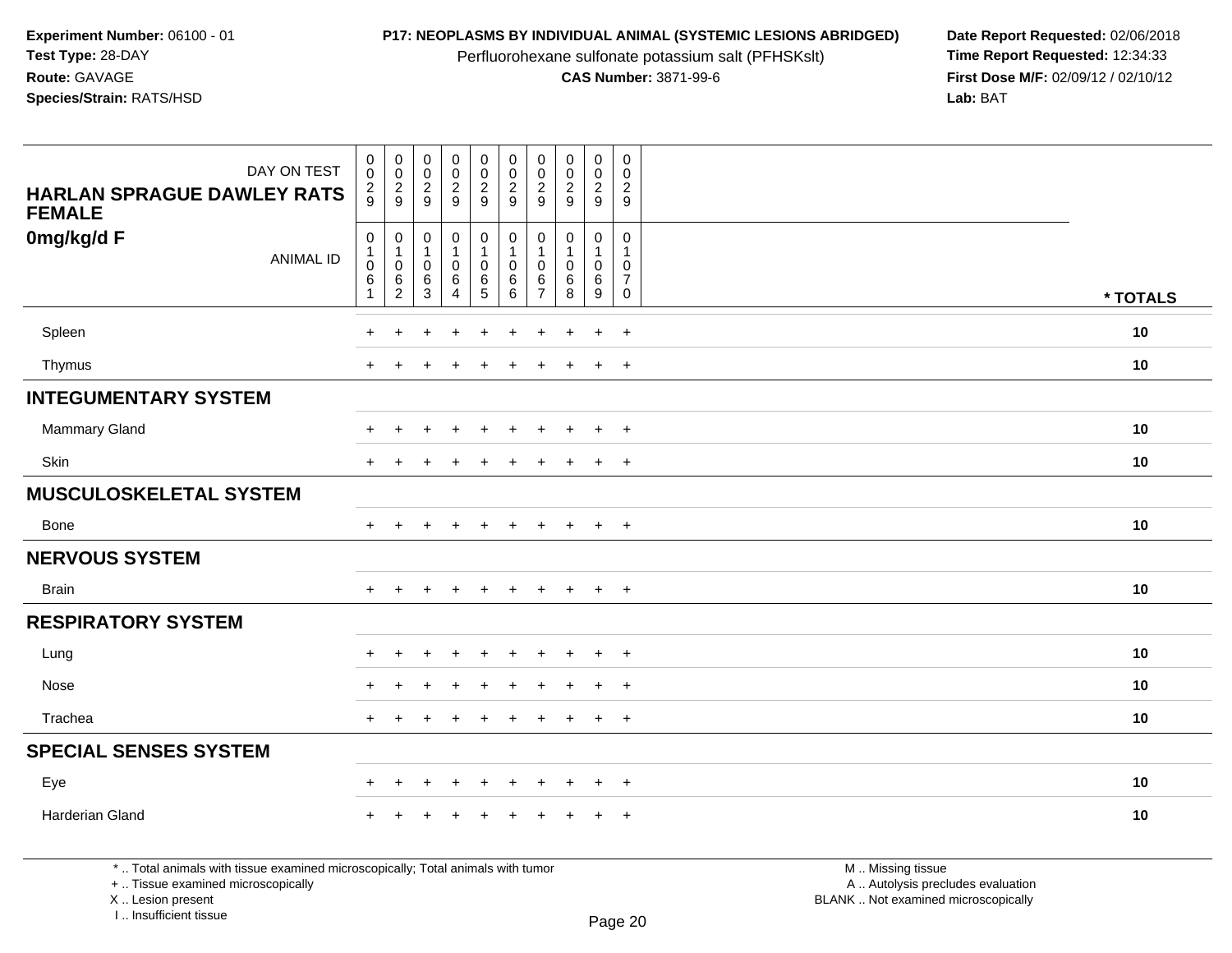**Experiment Number:** 06100 - 01
**Test Type:** 28-DAY
**Route:** GAVAGE
**Species/Strain:** RATS/HSD

**P17: NEOPLASMS BY INDIVIDUAL ANIMAL (SYSTEMIC LESIONS ABRIDGED)**
Perfluorohexane sulfonate potassium salt (PFHSKslt)
**CAS Number:** 3871-99-6

**Date Report Requested:** 02/06/2018
**Time Report Requested:** 12:34:33
**First Dose M/F:** 02/09/12 / 02/10/12
**Lab:** BAT

| DAY ON TEST | 0029 | 0029 | 0029 | 0029 | 0029 | 0029 | 0029 | 0029 | 0029 | 0029 | |
|---|---|---|---|---|---|---|---|---|---|---|---|
| **HARLAN SPRAGUE DAWLEY RATS FEMALE** | | | | | | | | | | | |
| **0mg/kg/d F** ANIMAL ID | 01061 | 01062 | 01063 | 01064 | 01065 | 01066 | 01067 | 01068 | 01069 | 01070 | *** TOTALS** |
| Spleen | + | + | + | + | + | + | + | + | + | + | **10** |
| Thymus | + | + | + | + | + | + | + | + | + | + | **10** |
| **INTEGUMENTARY SYSTEM** | | | | | | | | | | | |
| Mammary Gland | + | + | + | + | + | + | + | + | + | + | **10** |
| Skin | + | + | + | + | + | + | + | + | + | + | **10** |
| **MUSCULOSKELETAL SYSTEM** | | | | | | | | | | | |
| Bone | + | + | + | + | + | + | + | + | + | + | **10** |
| **NERVOUS SYSTEM** | | | | | | | | | | | |
| Brain | + | + | + | + | + | + | + | + | + | + | **10** |
| **RESPIRATORY SYSTEM** | | | | | | | | | | | |
| Lung | + | + | + | + | + | + | + | + | + | + | **10** |
| Nose | + | + | + | + | + | + | + | + | + | + | **10** |
| Trachea | + | + | + | + | + | + | + | + | + | + | **10** |
| **SPECIAL SENSES SYSTEM** | | | | | | | | | | | |
| Eye | + | + | + | + | + | + | + | + | + | + | **10** |
| Harderian Gland | + | + | + | + | + | + | + | + | + | + | **10** |

* .. Total animals with tissue examined microscopically; Total animals with tumor
+ .. Tissue examined microscopically
X .. Lesion present
I .. Insufficient tissue

M .. Missing tissue
A .. Autolysis precludes evaluation
BLANK .. Not examined microscopically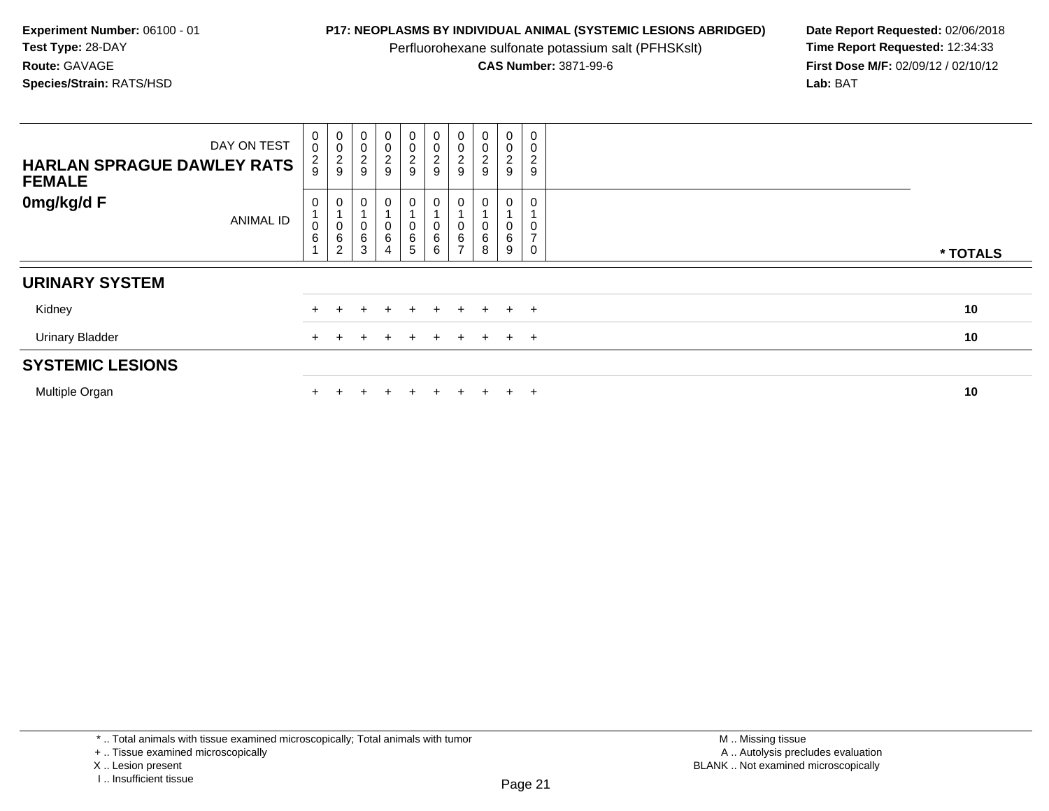**Experiment Number:** 06100 - 01
**Test Type:** 28-DAY
**Route:** GAVAGE
**Species/Strain:** RATS/HSD

**P17: NEOPLASMS BY INDIVIDUAL ANIMAL (SYSTEMIC LESIONS ABRIDGED)**
Perfluorohexane sulfonate potassium salt (PFHSKslt)
**CAS Number:** 3871-99-6

**Date Report Requested:** 02/06/2018
**Time Report Requested:** 12:34:33
**First Dose M/F:** 02/09/12 / 02/10/12
**Lab:** BAT

| HARLAN SPRAGUE DAWLEY RATS FEMALE 0mg/kg/d F | | | | | | | | | | | |
|---|---|---|---|---|---|---|---|---|---|---|---|
| DAY ON TEST | 0029 | 0029 | 0029 | 0029 | 0029 | 0029 | 0029 | 0029 | 0029 | 0029 | |
| ANIMAL ID | 01061 | 01062 | 01063 | 01064 | 01065 | 01066 | 01067 | 01068 | 01069 | 01070 | * TOTALS |
| **URINARY SYSTEM** | | | | | | | | | | | |
| Kidney | + | + | + | + | + | + | + | + | + | + | 10 |
| Urinary Bladder | + | + | + | + | + | + | + | + | + | + | 10 |
| **SYSTEMIC LESIONS** | | | | | | | | | | | |
| Multiple Organ | + | + | + | + | + | + | + | + | + | + | 10 |

* .. Total animals with tissue examined microscopically; Total animals with tumor
+ .. Tissue examined microscopically
X .. Lesion present
I .. Insufficient tissue

M .. Missing tissue
A .. Autolysis precludes evaluation
BLANK .. Not examined microscopically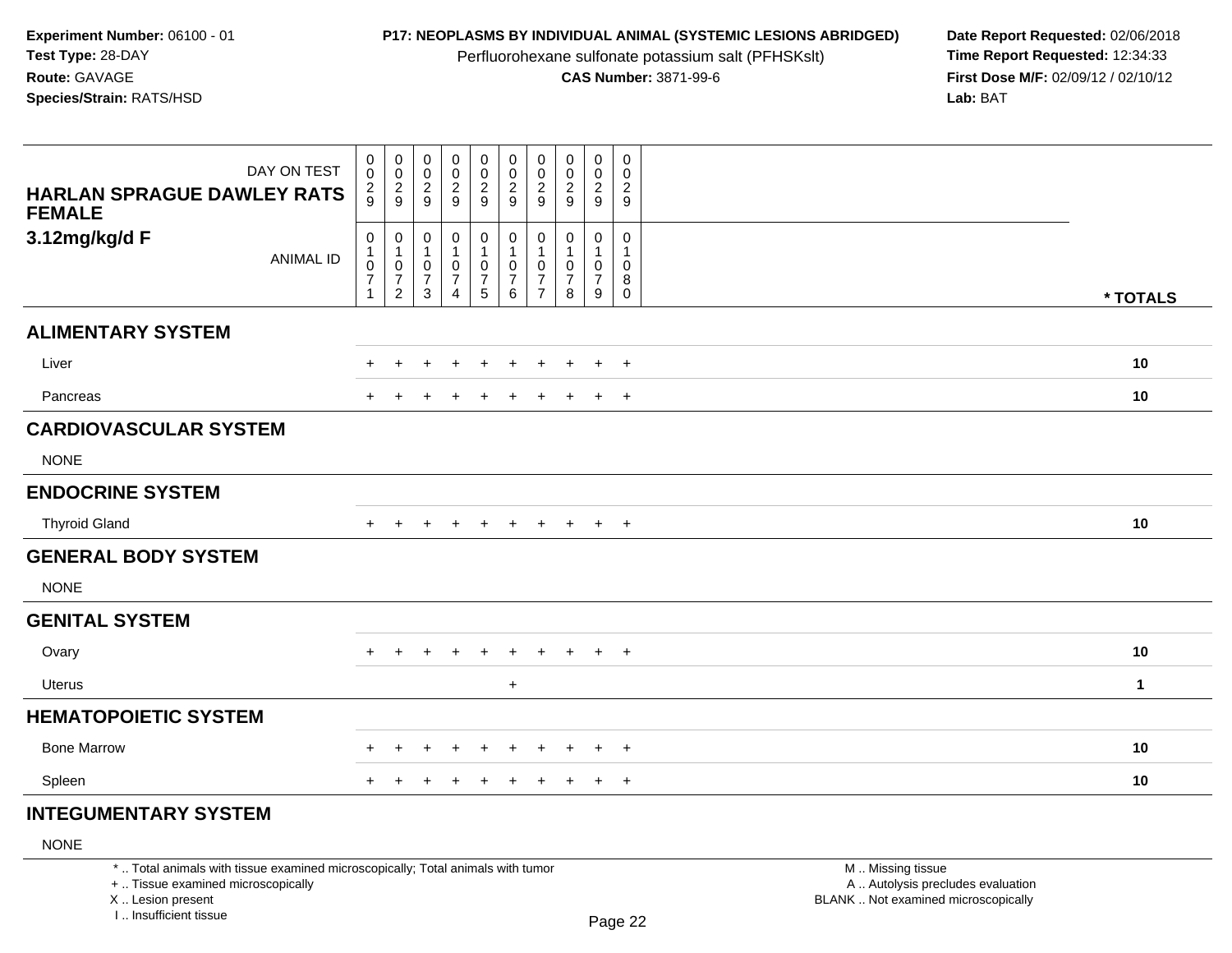**Experiment Number:** 06100 - 01
**Test Type:** 28-DAY
**Route:** GAVAGE
**Species/Strain:** RATS/HSD

**P17: NEOPLASMS BY INDIVIDUAL ANIMAL (SYSTEMIC LESIONS ABRIDGED)**
Perfluorohexane sulfonate potassium salt (PFHSKslt)
**CAS Number:** 3871-99-6

**Date Report Requested:** 02/06/2018
**Time Report Requested:** 12:34:33
**First Dose M/F:** 02/09/12 / 02/10/12
**Lab:** BAT

| HARLAN SPRAGUE DAWLEY RATS FEMALE 3.12mg/kg/d F | DAY ON TEST | 0029 | 0029 | 0029 | 0029 | 0029 | 0029 | 0029 | 0029 | 0029 | 0029 | |
|---|---|---|---|---|---|---|---|---|---|---|---|---|
| | ANIMAL ID | 01071 | 01072 | 01073 | 01074 | 01075 | 01076 | 01077 | 01078 | 01079 | 01080 | * TOTALS |
| **ALIMENTARY SYSTEM** | | | | | | | | | | | | |
| Liver | | + | + | + | + | + | + | + | + | + | + | **10** |
| Pancreas | | + | + | + | + | + | + | + | + | + | + | **10** |
| **CARDIOVASCULAR SYSTEM** | | | | | | | | | | | | |
| NONE | | | | | | | | | | | | |
| **ENDOCRINE SYSTEM** | | | | | | | | | | | | |
| Thyroid Gland | | + | + | + | + | + | + | + | + | + | + | **10** |
| **GENERAL BODY SYSTEM** | | | | | | | | | | | | |
| NONE | | | | | | | | | | | | |
| **GENITAL SYSTEM** | | | | | | | | | | | | |
| Ovary | | + | + | + | + | + | + | + | + | + | + | **10** |
| Uterus | | | | | | | + | | | | | **1** |
| **HEMATOPOIETIC SYSTEM** | | | | | | | | | | | | |
| Bone Marrow | | + | + | + | + | + | + | + | + | + | + | **10** |
| Spleen | | + | + | + | + | + | + | + | + | + | + | **10** |
| **INTEGUMENTARY SYSTEM** | | | | | | | | | | | | |
| NONE | | | | | | | | | | | | |

* .. Total animals with tissue examined microscopically; Total animals with tumor
+ .. Tissue examined microscopically
X .. Lesion present
I .. Insufficient tissue

M .. Missing tissue
A .. Autolysis precludes evaluation
BLANK .. Not examined microscopically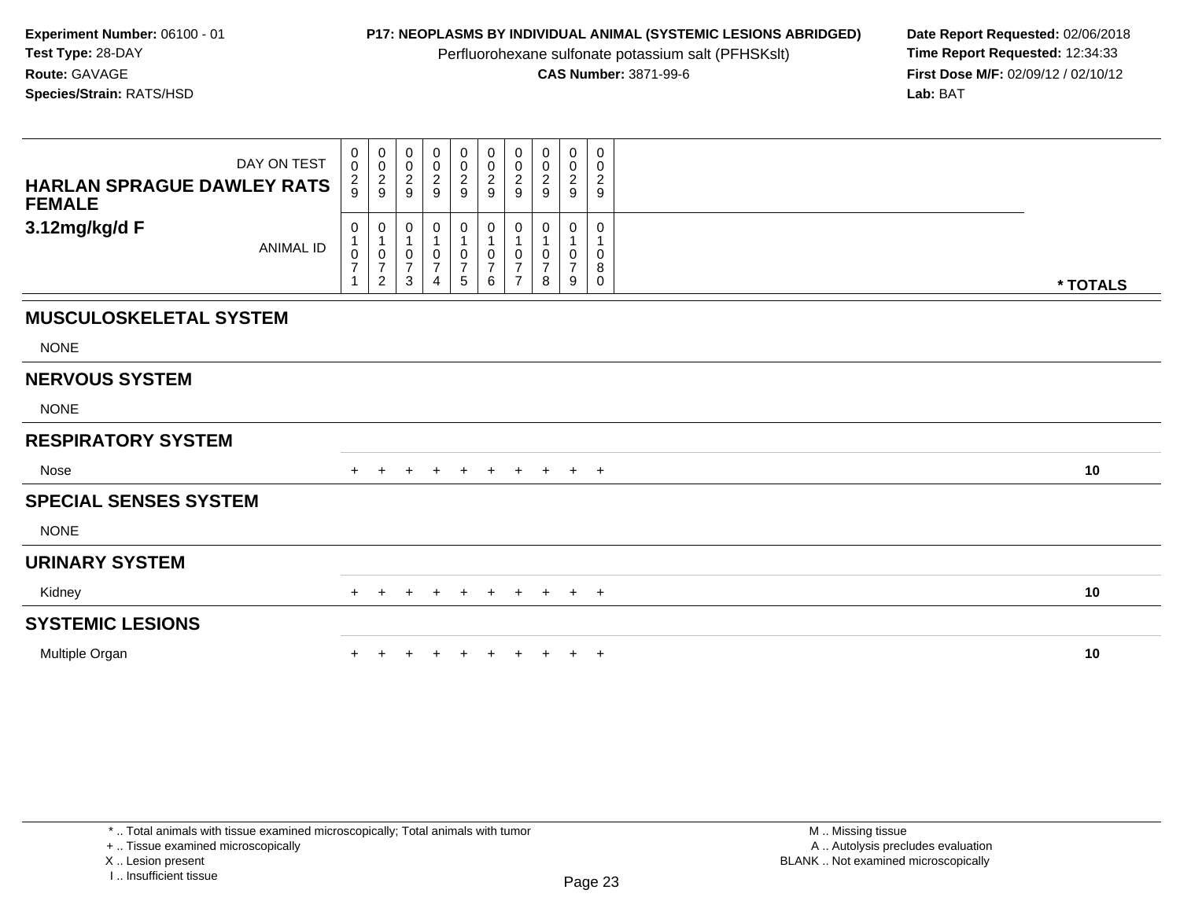**Experiment Number:** 06100 - 01
**Test Type:** 28-DAY
**Route:** GAVAGE
**Species/Strain:** RATS/HSD

**P17: NEOPLASMS BY INDIVIDUAL ANIMAL (SYSTEMIC LESIONS ABRIDGED)**
Perfluorohexane sulfonate potassium salt (PFHSKslt)
**CAS Number:** 3871-99-6

**Date Report Requested:** 02/06/2018
**Time Report Requested:** 12:34:33
**First Dose M/F:** 02/09/12 / 02/10/12
**Lab:** BAT

| HARLAN SPRAGUE DAWLEY RATS FEMALE 3.12mg/kg/d F | | | | | | | | | | | |
|---|---|---|---|---|---|---|---|---|---|---|---|
| DAY ON TEST | 0029 | 0029 | 0029 | 0029 | 0029 | 0029 | 0029 | 0029 | 0029 | 0029 | |
| ANIMAL ID | 01071 | 01072 | 01073 | 01074 | 01075 | 01076 | 01077 | 01078 | 01079 | 01080 | * TOTALS |
| **MUSCULOSKELETAL SYSTEM** | | | | | | | | | | | |
| NONE | | | | | | | | | | | |
| **NERVOUS SYSTEM** | | | | | | | | | | | |
| NONE | | | | | | | | | | | |
| **RESPIRATORY SYSTEM** | | | | | | | | | | | |
| Nose | + | + | + | + | + | + | + | + | + | + | 10 |
| **SPECIAL SENSES SYSTEM** | | | | | | | | | | | |
| NONE | | | | | | | | | | | |
| **URINARY SYSTEM** | | | | | | | | | | | |
| Kidney | + | + | + | + | + | + | + | + | + | + | 10 |
| **SYSTEMIC LESIONS** | | | | | | | | | | | |
| Multiple Organ | + | + | + | + | + | + | + | + | + | + | 10 |

* .. Total animals with tissue examined microscopically; Total animals with tumor
+ .. Tissue examined microscopically
X .. Lesion present
I .. Insufficient tissue

M .. Missing tissue
A .. Autolysis precludes evaluation
BLANK .. Not examined microscopically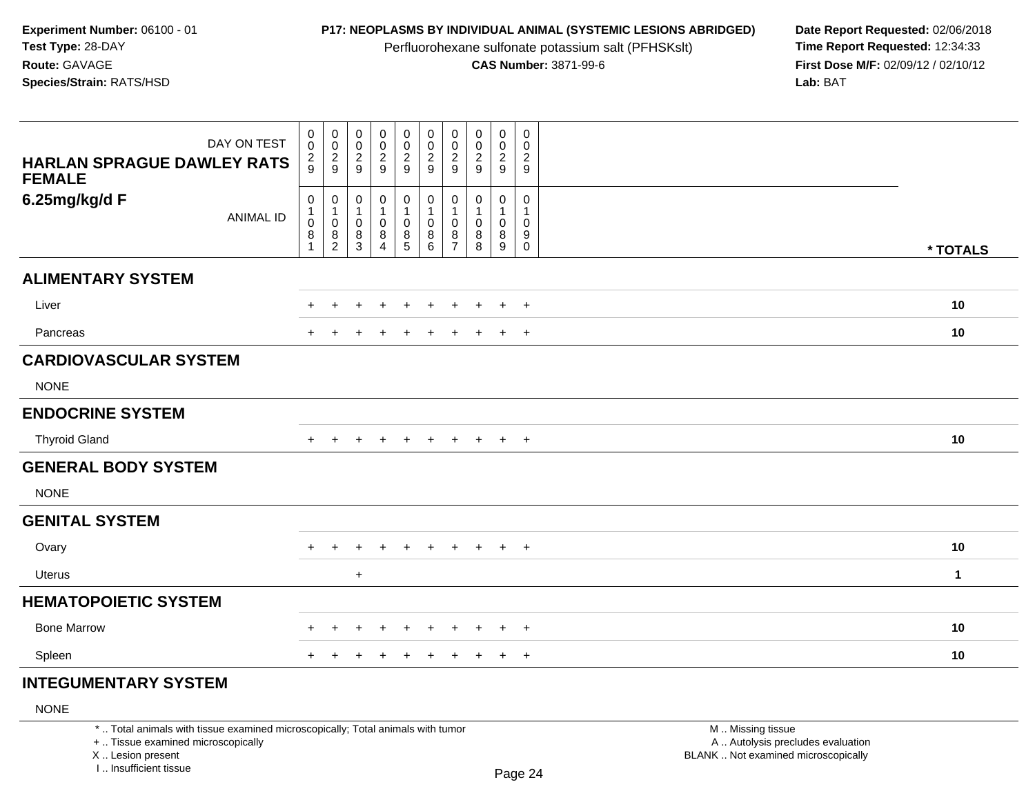**Experiment Number:** 06100 - 01
**Test Type:** 28-DAY
**Route:** GAVAGE
**Species/Strain:** RATS/HSD

**P17: NEOPLASMS BY INDIVIDUAL ANIMAL (SYSTEMIC LESIONS ABRIDGED)**
Perfluorohexane sulfonate potassium salt (PFHSKslt)
**CAS Number:** 3871-99-6

**Date Report Requested:** 02/06/2018
**Time Report Requested:** 12:34:33
**First Dose M/F:** 02/09/12 / 02/10/12
**Lab:** BAT

| HARLAN SPRAGUE DAWLEY RATS FEMALE 6.25mg/kg/d F | | | | | | | | | | | |
|---|---|---|---|---|---|---|---|---|---|---|---|
| DAY ON TEST | 0029 | 0029 | 0029 | 0029 | 0029 | 0029 | 0029 | 0029 | 0029 | 0029 | |
| ANIMAL ID | 01081 | 01082 | 01083 | 01084 | 01085 | 01086 | 01087 | 01088 | 01089 | 01090 | * TOTALS |
| **ALIMENTARY SYSTEM** | | | | | | | | | | | |
| Liver | + | + | + | + | + | + | + | + | + | + | 10 |
| Pancreas | + | + | + | + | + | + | + | + | + | + | 10 |
| **CARDIOVASCULAR SYSTEM** | | | | | | | | | | | |
| NONE | | | | | | | | | | | |
| **ENDOCRINE SYSTEM** | | | | | | | | | | | |
| Thyroid Gland | + | + | + | + | + | + | + | + | + | + | 10 |
| **GENERAL BODY SYSTEM** | | | | | | | | | | | |
| NONE | | | | | | | | | | | |
| **GENITAL SYSTEM** | | | | | | | | | | | |
| Ovary | + | + | + | + | + | + | + | + | + | + | 10 |
| Uterus | | | + | | | | | | | | 1 |
| **HEMATOPOIETIC SYSTEM** | | | | | | | | | | | |
| Bone Marrow | + | + | + | + | + | + | + | + | + | + | 10 |
| Spleen | + | + | + | + | + | + | + | + | + | + | 10 |
| **INTEGUMENTARY SYSTEM** | | | | | | | | | | | |
| NONE | | | | | | | | | | | |

* .. Total animals with tissue examined microscopically; Total animals with tumor
+ .. Tissue examined microscopically
X .. Lesion present
I .. Insufficient tissue

M .. Missing tissue
A .. Autolysis precludes evaluation
BLANK .. Not examined microscopically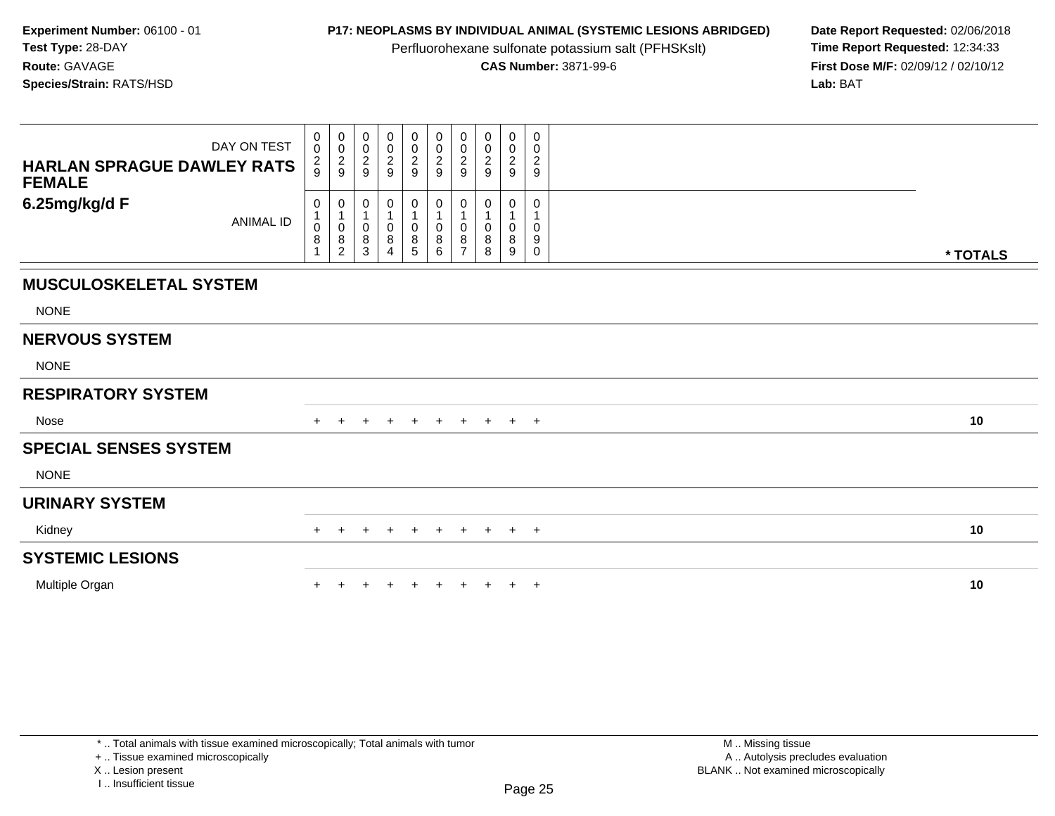**Experiment Number:** 06100 - 01
**Test Type:** 28-DAY
**Route:** GAVAGE
**Species/Strain:** RATS/HSD

**P17: NEOPLASMS BY INDIVIDUAL ANIMAL (SYSTEMIC LESIONS ABRIDGED)**
Perfluorohexane sulfonate potassium salt (PFHSKslt)
**CAS Number:** 3871-99-6

**Date Report Requested:** 02/06/2018
**Time Report Requested:** 12:34:33
**First Dose M/F:** 02/09/12 / 02/10/12
**Lab:** BAT

| DAY ON TEST | 0029 | 0029 | 0029 | 0029 | 0029 | 0029 | 0029 | 0029 | 0029 | 0029 | |
|---|---|---|---|---|---|---|---|---|---|---|---|
| **HARLAN SPRAGUE DAWLEY RATS FEMALE 6.25mg/kg/d F** ANIMAL ID | 01081 | 01082 | 01083 | 01084 | 01085 | 01086 | 01087 | 01088 | 01089 | 01090 | *** TOTALS** |
| **MUSCULOSKELETAL SYSTEM** | | | | | | | | | | | |
| NONE | | | | | | | | | | | |
| **NERVOUS SYSTEM** | | | | | | | | | | | |
| NONE | | | | | | | | | | | |
| **RESPIRATORY SYSTEM** | | | | | | | | | | | |
| Nose | + | + | + | + | + | + | + | + | + | + | 10 |
| **SPECIAL SENSES SYSTEM** | | | | | | | | | | | |
| NONE | | | | | | | | | | | |
| **URINARY SYSTEM** | | | | | | | | | | | |
| Kidney | + | + | + | + | + | + | + | + | + | + | 10 |
| **SYSTEMIC LESIONS** | | | | | | | | | | | |
| Multiple Organ | + | + | + | + | + | + | + | + | + | + | 10 |

* .. Total animals with tissue examined microscopically; Total animals with tumor
+ .. Tissue examined microscopically
X .. Lesion present
I .. Insufficient tissue

M .. Missing tissue
A .. Autolysis precludes evaluation
BLANK .. Not examined microscopically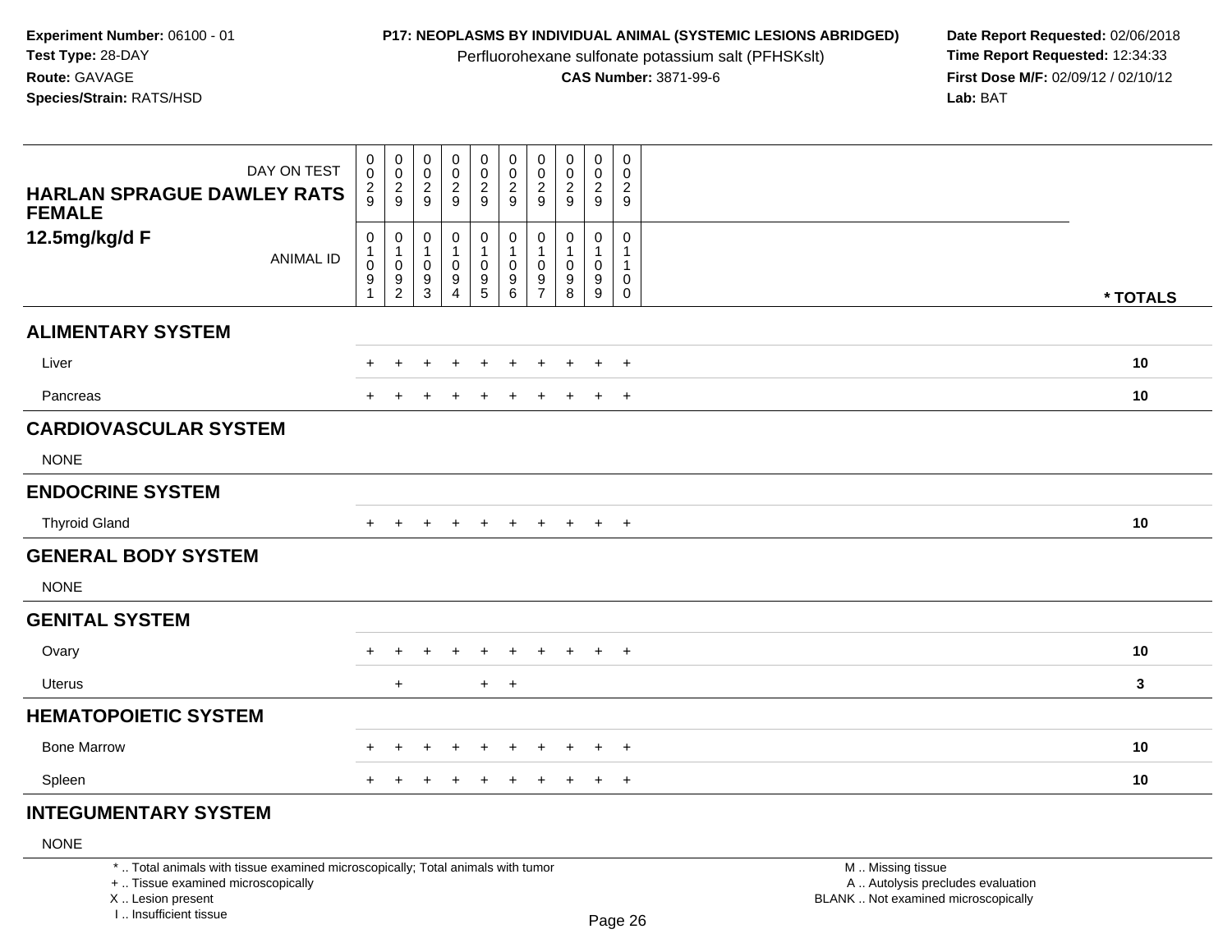**Experiment Number:** 06100 - 01
**Test Type:** 28-DAY
**Route:** GAVAGE
**Species/Strain:** RATS/HSD

**P17: NEOPLASMS BY INDIVIDUAL ANIMAL (SYSTEMIC LESIONS ABRIDGED)**
Perfluorohexane sulfonate potassium salt (PFHSKslt)
**CAS Number:** 3871-99-6

**Date Report Requested:** 02/06/2018
**Time Report Requested:** 12:34:33
**First Dose M/F:** 02/09/12 / 02/10/12
**Lab:** BAT

| DAY ON TEST | 0029 | 0029 | 0029 | 0029 | 0029 | 0029 | 0029 | 0029 | 0029 | 0029 | |
|---|---|---|---|---|---|---|---|---|---|---|---|
| **HARLAN SPRAGUE DAWLEY RATS FEMALE 12.5mg/kg/d F** ANIMAL ID | 01091 | 01092 | 01093 | 01094 | 01095 | 01096 | 01097 | 01098 | 01099 | 01100 | *** TOTALS** |
| **ALIMENTARY SYSTEM** | | | | | | | | | | | |
| Liver | + | + | + | + | + | + | + | + | + | + | **10** |
| Pancreas | + | + | + | + | + | + | + | + | + | + | **10** |
| **CARDIOVASCULAR SYSTEM** | | | | | | | | | | | |
| NONE | | | | | | | | | | | |
| **ENDOCRINE SYSTEM** | | | | | | | | | | | |
| Thyroid Gland | + | + | + | + | + | + | + | + | + | + | **10** |
| **GENERAL BODY SYSTEM** | | | | | | | | | | | |
| NONE | | | | | | | | | | | |
| **GENITAL SYSTEM** | | | | | | | | | | | |
| Ovary | + | + | + | + | + | + | + | + | + | + | **10** |
| Uterus | | + | | | + | + | | | | | **3** |
| **HEMATOPOIETIC SYSTEM** | | | | | | | | | | | |
| Bone Marrow | + | + | + | + | + | + | + | + | + | + | **10** |
| Spleen | + | + | + | + | + | + | + | + | + | + | **10** |
| **INTEGUMENTARY SYSTEM** | | | | | | | | | | | |
| NONE | | | | | | | | | | | |

* .. Total animals with tissue examined microscopically; Total animals with tumor
+ .. Tissue examined microscopically
X .. Lesion present
I .. Insufficient tissue

M .. Missing tissue
A .. Autolysis precludes evaluation
BLANK .. Not examined microscopically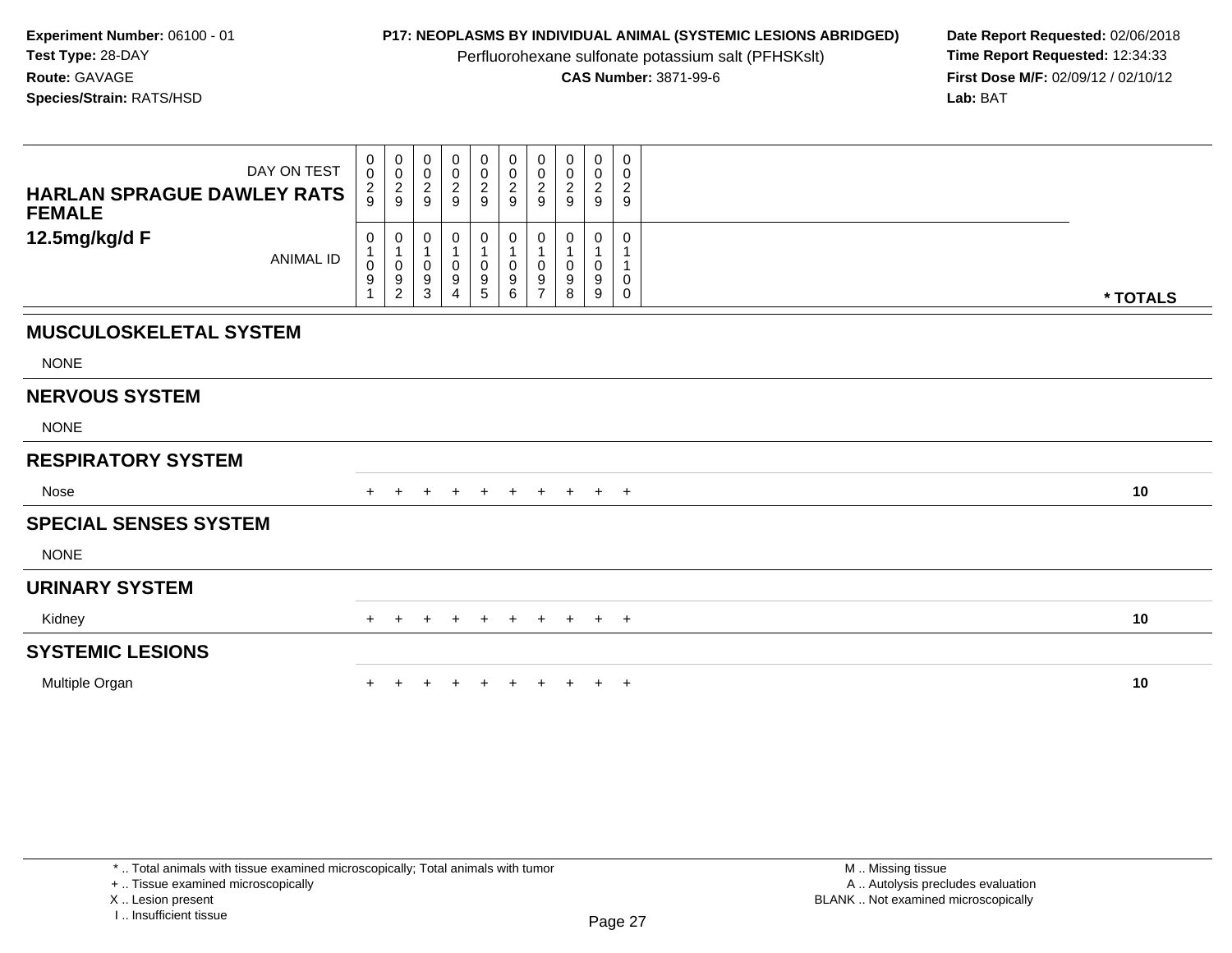**Experiment Number:** 06100 - 01
**Test Type:** 28-DAY
**Route:** GAVAGE
**Species/Strain:** RATS/HSD

**P17: NEOPLASMS BY INDIVIDUAL ANIMAL (SYSTEMIC LESIONS ABRIDGED)**
Perfluorohexane sulfonate potassium salt (PFHSKslt)
**CAS Number:** 3871-99-6

**Date Report Requested:** 02/06/2018
**Time Report Requested:** 12:34:33
**First Dose M/F:** 02/09/12 / 02/10/12
**Lab:** BAT

| HARLAN SPRAGUE DAWLEY RATS FEMALE 12.5mg/kg/d F — DAY ON TEST | 0029 | 0029 | 0029 | 0029 | 0029 | 0029 | 0029 | 0029 | 0029 | 0029 | |
|---|---|---|---|---|---|---|---|---|---|---|---|
| ANIMAL ID | 01091 | 01092 | 01093 | 01094 | 01095 | 01096 | 01097 | 01098 | 01099 | 01100 | * TOTALS |
| **MUSCULOSKELETAL SYSTEM** | | | | | | | | | | | |
| NONE | | | | | | | | | | | |
| **NERVOUS SYSTEM** | | | | | | | | | | | |
| NONE | | | | | | | | | | | |
| **RESPIRATORY SYSTEM** | | | | | | | | | | | |
| Nose | + | + | + | + | + | + | + | + | + | + | 10 |
| **SPECIAL SENSES SYSTEM** | | | | | | | | | | | |
| NONE | | | | | | | | | | | |
| **URINARY SYSTEM** | | | | | | | | | | | |
| Kidney | + | + | + | + | + | + | + | + | + | + | 10 |
| **SYSTEMIC LESIONS** | | | | | | | | | | | |
| Multiple Organ | + | + | + | + | + | + | + | + | + | + | 10 |

* .. Total animals with tissue examined microscopically; Total animals with tumor
+ .. Tissue examined microscopically
X .. Lesion present
I .. Insufficient tissue

M .. Missing tissue
A .. Autolysis precludes evaluation
BLANK .. Not examined microscopically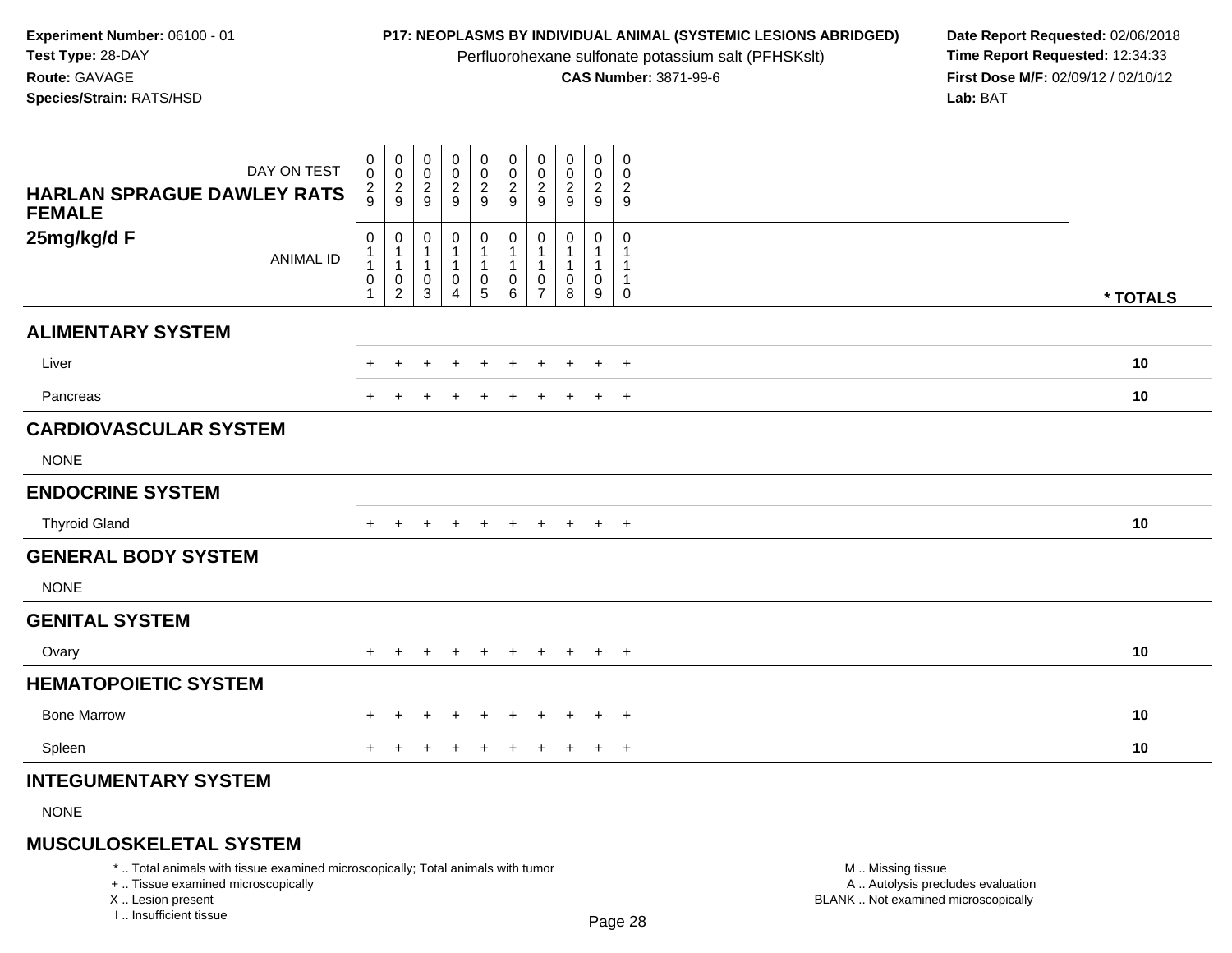**Experiment Number:** 06100 - 01
**Test Type:** 28-DAY
**Route:** GAVAGE
**Species/Strain:** RATS/HSD

**P17: NEOPLASMS BY INDIVIDUAL ANIMAL (SYSTEMIC LESIONS ABRIDGED)**
Perfluorohexane sulfonate potassium salt (PFHSKslt)
**CAS Number:** 3871-99-6

**Date Report Requested:** 02/06/2018
**Time Report Requested:** 12:34:33
**First Dose M/F:** 02/09/12 / 02/10/12
**Lab:** BAT

| HARLAN SPRAGUE DAWLEY RATS FEMALE 25mg/kg/d F | | | | | | | | | | | |
|---|---|---|---|---|---|---|---|---|---|---|---|
| DAY ON TEST | 0029 | 0029 | 0029 | 0029 | 0029 | 0029 | 0029 | 0029 | 0029 | 0029 | |
| ANIMAL ID | 01101 | 01102 | 01103 | 01104 | 01105 | 01106 | 01107 | 01108 | 01109 | 01110 | * TOTALS |
| **ALIMENTARY SYSTEM** | | | | | | | | | | | |
| Liver | + | + | + | + | + | + | + | + | + | + | 10 |
| Pancreas | + | + | + | + | + | + | + | + | + | + | 10 |
| **CARDIOVASCULAR SYSTEM** | | | | | | | | | | | |
| NONE | | | | | | | | | | | |
| **ENDOCRINE SYSTEM** | | | | | | | | | | | |
| Thyroid Gland | + | + | + | + | + | + | + | + | + | + | 10 |
| **GENERAL BODY SYSTEM** | | | | | | | | | | | |
| NONE | | | | | | | | | | | |
| **GENITAL SYSTEM** | | | | | | | | | | | |
| Ovary | + | + | + | + | + | + | + | + | + | + | 10 |
| **HEMATOPOIETIC SYSTEM** | | | | | | | | | | | |
| Bone Marrow | + | + | + | + | + | + | + | + | + | + | 10 |
| Spleen | + | + | + | + | + | + | + | + | + | + | 10 |
| **INTEGUMENTARY SYSTEM** | | | | | | | | | | | |
| NONE | | | | | | | | | | | |
| **MUSCULOSKELETAL SYSTEM** | | | | | | | | | | | |

* .. Total animals with tissue examined microscopically; Total animals with tumor
+ .. Tissue examined microscopically
X .. Lesion present
I .. Insufficient tissue

M .. Missing tissue
A .. Autolysis precludes evaluation
BLANK .. Not examined microscopically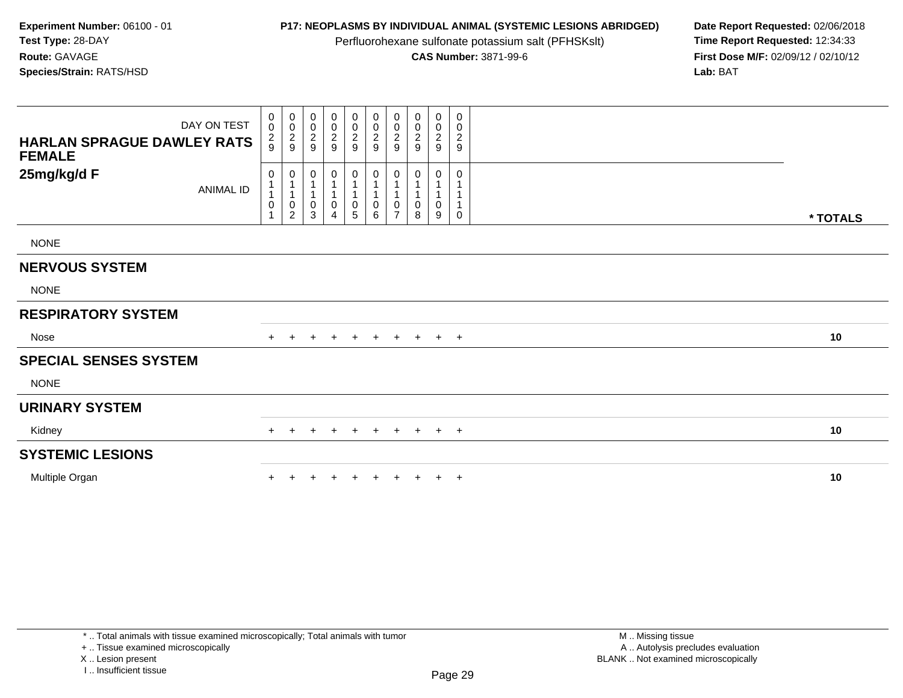**Experiment Number:** 06100 - 01
**Test Type:** 28-DAY
**Route:** GAVAGE
**Species/Strain:** RATS/HSD

**P17: NEOPLASMS BY INDIVIDUAL ANIMAL (SYSTEMIC LESIONS ABRIDGED)**
Perfluorohexane sulfonate potassium salt (PFHSKslt)
**CAS Number:** 3871-99-6

**Date Report Requested:** 02/06/2018
**Time Report Requested:** 12:34:33
**First Dose M/F:** 02/09/12 / 02/10/12
**Lab:** BAT

| HARLAN SPRAGUE DAWLEY RATS FEMALE 25mg/kg/d F | | | | | | | | | | | |
|---|---|---|---|---|---|---|---|---|---|---|---|
| DAY ON TEST | 0029 | 0029 | 0029 | 0029 | 0029 | 0029 | 0029 | 0029 | 0029 | 0029 | |
| ANIMAL ID | 01101 | 01102 | 01103 | 01104 | 01105 | 01106 | 01107 | 01108 | 01109 | 01110 | * TOTALS |
| NONE | | | | | | | | | | | |
| **NERVOUS SYSTEM** | | | | | | | | | | | |
| NONE | | | | | | | | | | | |
| **RESPIRATORY SYSTEM** | | | | | | | | | | | |
| Nose | + | + | + | + | + | + | + | + | + | + | 10 |
| **SPECIAL SENSES SYSTEM** | | | | | | | | | | | |
| NONE | | | | | | | | | | | |
| **URINARY SYSTEM** | | | | | | | | | | | |
| Kidney | + | + | + | + | + | + | + | + | + | + | 10 |
| **SYSTEMIC LESIONS** | | | | | | | | | | | |
| Multiple Organ | + | + | + | + | + | + | + | + | + | + | 10 |

* .. Total animals with tissue examined microscopically; Total animals with tumor
+ .. Tissue examined microscopically
X .. Lesion present
I .. Insufficient tissue

M .. Missing tissue
A .. Autolysis precludes evaluation
BLANK .. Not examined microscopically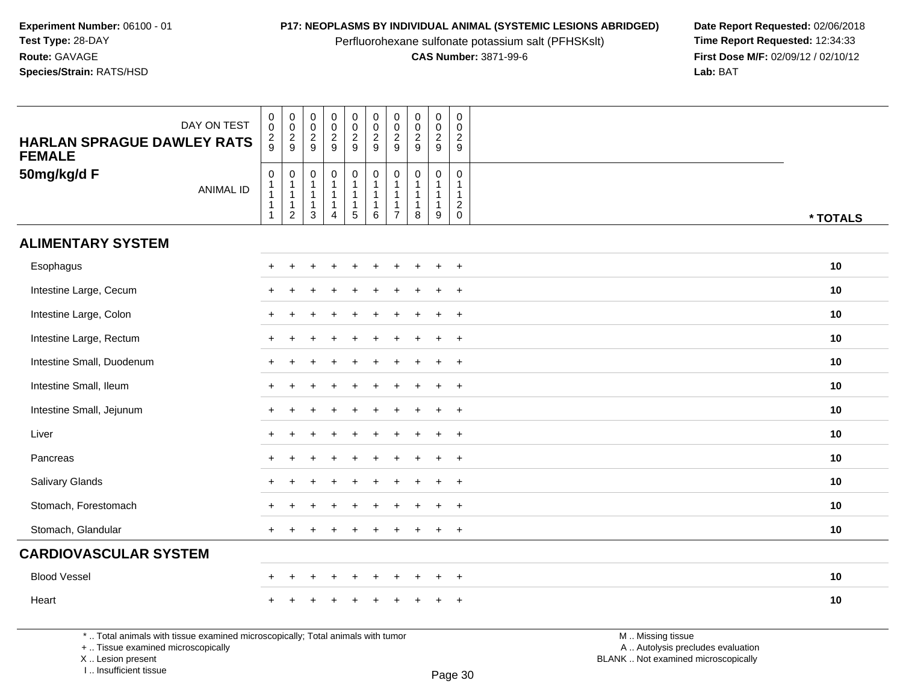**Experiment Number:** 06100 - 01
**Test Type:** 28-DAY
**Route:** GAVAGE
**Species/Strain:** RATS/HSD

**P17: NEOPLASMS BY INDIVIDUAL ANIMAL (SYSTEMIC LESIONS ABRIDGED)**
Perfluorohexane sulfonate potassium salt (PFHSKslt)
**CAS Number:** 3871-99-6

**Date Report Requested:** 02/06/2018
**Time Report Requested:** 12:34:33
**First Dose M/F:** 02/09/12 / 02/10/12
**Lab:** BAT

| HARLAN SPRAGUE DAWLEY RATS FEMALE 50mg/kg/d F — DAY ON TEST | 0029 | 0029 | 0029 | 0029 | 0029 | 0029 | 0029 | 0029 | 0029 | 0029 | |
|---|---|---|---|---|---|---|---|---|---|---|---|
| ANIMAL ID | 01111 | 01112 | 01113 | 01114 | 01115 | 01116 | 01117 | 01118 | 01119 | 01120 | * TOTALS |
| **ALIMENTARY SYSTEM** | | | | | | | | | | | |
| Esophagus | + | + | + | + | + | + | + | + | + | + | 10 |
| Intestine Large, Cecum | + | + | + | + | + | + | + | + | + | + | 10 |
| Intestine Large, Colon | + | + | + | + | + | + | + | + | + | + | 10 |
| Intestine Large, Rectum | + | + | + | + | + | + | + | + | + | + | 10 |
| Intestine Small, Duodenum | + | + | + | + | + | + | + | + | + | + | 10 |
| Intestine Small, Ileum | + | + | + | + | + | + | + | + | + | + | 10 |
| Intestine Small, Jejunum | + | + | + | + | + | + | + | + | + | + | 10 |
| Liver | + | + | + | + | + | + | + | + | + | + | 10 |
| Pancreas | + | + | + | + | + | + | + | + | + | + | 10 |
| Salivary Glands | + | + | + | + | + | + | + | + | + | + | 10 |
| Stomach, Forestomach | + | + | + | + | + | + | + | + | + | + | 10 |
| Stomach, Glandular | + | + | + | + | + | + | + | + | + | + | 10 |
| **CARDIOVASCULAR SYSTEM** | | | | | | | | | | | |
| Blood Vessel | + | + | + | + | + | + | + | + | + | + | 10 |
| Heart | + | + | + | + | + | + | + | + | + | + | 10 |

* .. Total animals with tissue examined microscopically; Total animals with tumor
+ .. Tissue examined microscopically
X .. Lesion present
I .. Insufficient tissue

M .. Missing tissue
A .. Autolysis precludes evaluation
BLANK .. Not examined microscopically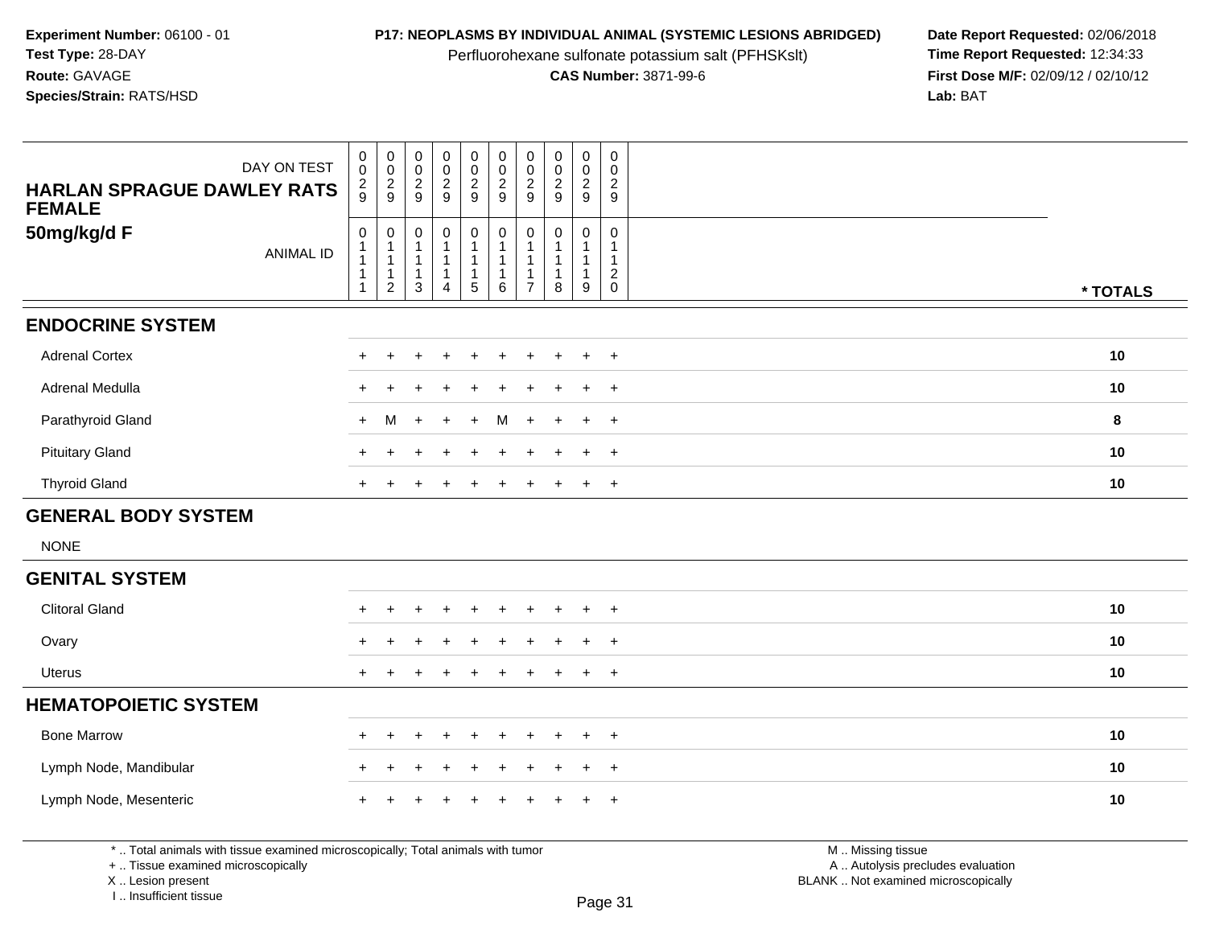**Experiment Number:** 06100 - 01
**Test Type:** 28-DAY
**Route:** GAVAGE
**Species/Strain:** RATS/HSD

**P17: NEOPLASMS BY INDIVIDUAL ANIMAL (SYSTEMIC LESIONS ABRIDGED)**
Perfluorohexane sulfonate potassium salt (PFHSKslt)
**CAS Number:** 3871-99-6

**Date Report Requested:** 02/06/2018
**Time Report Requested:** 12:34:33
**First Dose M/F:** 02/09/12 / 02/10/12
**Lab:** BAT

| DAY ON TEST | 0029 | 0029 | 0029 | 0029 | 0029 | 0029 | 0029 | 0029 | 0029 | 0029 | |
|---|---|---|---|---|---|---|---|---|---|---|---|
| **HARLAN SPRAGUE DAWLEY RATS FEMALE 50mg/kg/d F** ANIMAL ID | 01111 | 01112 | 01113 | 01114 | 01115 | 01116 | 01117 | 01118 | 01119 | 01120 | *** TOTALS** |
| **ENDOCRINE SYSTEM** | | | | | | | | | | | |
| Adrenal Cortex | + | + | + | + | + | + | + | + | + | + | **10** |
| Adrenal Medulla | + | + | + | + | + | + | + | + | + | + | **10** |
| Parathyroid Gland | + | M | + | + | + | M | + | + | + | + | **8** |
| Pituitary Gland | + | + | + | + | + | + | + | + | + | + | **10** |
| Thyroid Gland | + | + | + | + | + | + | + | + | + | + | **10** |
| **GENERAL BODY SYSTEM** | | | | | | | | | | | |
| NONE | | | | | | | | | | | |
| **GENITAL SYSTEM** | | | | | | | | | | | |
| Clitoral Gland | + | + | + | + | + | + | + | + | + | + | **10** |
| Ovary | + | + | + | + | + | + | + | + | + | + | **10** |
| Uterus | + | + | + | + | + | + | + | + | + | + | **10** |
| **HEMATOPOIETIC SYSTEM** | | | | | | | | | | | |
| Bone Marrow | + | + | + | + | + | + | + | + | + | + | **10** |
| Lymph Node, Mandibular | + | + | + | + | + | + | + | + | + | + | **10** |
| Lymph Node, Mesenteric | + | + | + | + | + | + | + | + | + | + | **10** |

\* .. Total animals with tissue examined microscopically; Total animals with tumor
\+ .. Tissue examined microscopically
X .. Lesion present
I .. Insufficient tissue

M .. Missing tissue
A .. Autolysis precludes evaluation
BLANK .. Not examined microscopically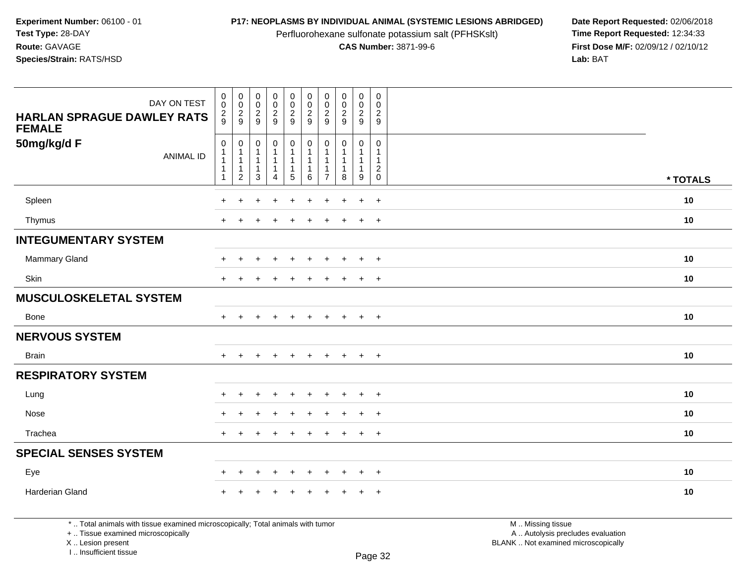**Experiment Number:** 06100 - 01
**Test Type:** 28-DAY
**Route:** GAVAGE
**Species/Strain:** RATS/HSD

**P17: NEOPLASMS BY INDIVIDUAL ANIMAL (SYSTEMIC LESIONS ABRIDGED)**
Perfluorohexane sulfonate potassium salt (PFHSKslt)
**CAS Number:** 3871-99-6

**Date Report Requested:** 02/06/2018
**Time Report Requested:** 12:34:33
**First Dose M/F:** 02/09/12 / 02/10/12
**Lab:** BAT

| DAY ON TEST | 0029 | 0029 | 0029 | 0029 | 0029 | 0029 | 0029 | 0029 | 0029 | 0029 | |
|---|---|---|---|---|---|---|---|---|---|---|---|
| **HARLAN SPRAGUE DAWLEY RATS FEMALE 50mg/kg/d F** ANIMAL ID | 01111 | 01112 | 01113 | 01114 | 01115 | 01116 | 01117 | 01118 | 01119 | 01120 | **\* TOTALS** |
| Spleen | + | + | + | + | + | + | + | + | + | + | **10** |
| Thymus | + | + | + | + | + | + | + | + | + | + | **10** |
| **INTEGUMENTARY SYSTEM** | | | | | | | | | | | |
| Mammary Gland | + | + | + | + | + | + | + | + | + | + | **10** |
| Skin | + | + | + | + | + | + | + | + | + | + | **10** |
| **MUSCULOSKELETAL SYSTEM** | | | | | | | | | | | |
| Bone | + | + | + | + | + | + | + | + | + | + | **10** |
| **NERVOUS SYSTEM** | | | | | | | | | | | |
| Brain | + | + | + | + | + | + | + | + | + | + | **10** |
| **RESPIRATORY SYSTEM** | | | | | | | | | | | |
| Lung | + | + | + | + | + | + | + | + | + | + | **10** |
| Nose | + | + | + | + | + | + | + | + | + | + | **10** |
| Trachea | + | + | + | + | + | + | + | + | + | + | **10** |
| **SPECIAL SENSES SYSTEM** | | | | | | | | | | | |
| Eye | + | + | + | + | + | + | + | + | + | + | **10** |
| Harderian Gland | + | + | + | + | + | + | + | + | + | + | **10** |

\* .. Total animals with tissue examined microscopically; Total animals with tumor
\+ .. Tissue examined microscopically
X .. Lesion present
I .. Insufficient tissue

M .. Missing tissue
A .. Autolysis precludes evaluation
BLANK .. Not examined microscopically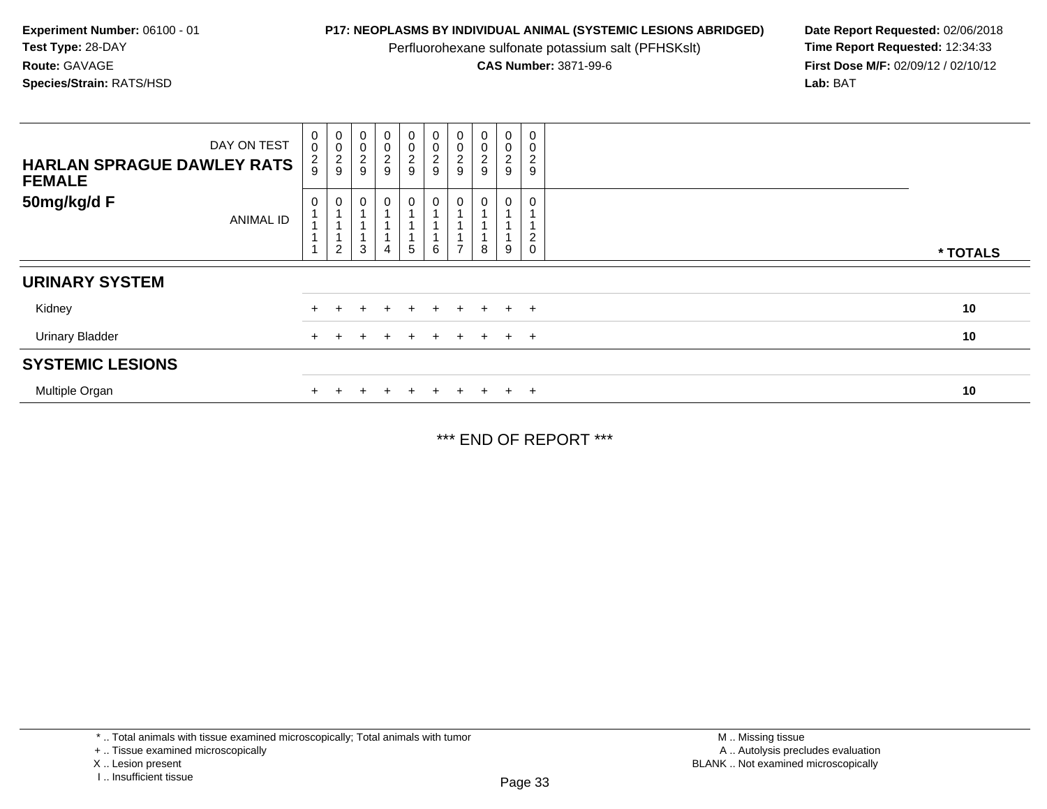**Experiment Number:** 06100 - 01
**Test Type:** 28-DAY
**Route:** GAVAGE
**Species/Strain:** RATS/HSD

**P17: NEOPLASMS BY INDIVIDUAL ANIMAL (SYSTEMIC LESIONS ABRIDGED)**
Perfluorohexane sulfonate potassium salt (PFHSKslt)
**CAS Number:** 3871-99-6

**Date Report Requested:** 02/06/2018
**Time Report Requested:** 12:34:33
**First Dose M/F:** 02/09/12 / 02/10/12
**Lab:** BAT

| HARLAN SPRAGUE DAWLEY RATS FEMALE 50mg/kg/d F | | | | | | | | | | | |
|---|---|---|---|---|---|---|---|---|---|---|---|
| DAY ON TEST | 0029 | 0029 | 0029 | 0029 | 0029 | 0029 | 0029 | 0029 | 0029 | 0029 | |
| ANIMAL ID | 01111 | 01112 | 01113 | 01114 | 01115 | 01116 | 01117 | 01118 | 01119 | 01120 | * TOTALS |
| **URINARY SYSTEM** | | | | | | | | | | | |
| Kidney | + | + | + | + | + | + | + | + | + | + | 10 |
| Urinary Bladder | + | + | + | + | + | + | + | + | + | + | 10 |
| **SYSTEMIC LESIONS** | | | | | | | | | | | |
| Multiple Organ | + | + | + | + | + | + | + | + | + | + | 10 |

*** END OF REPORT ***

* .. Total animals with tissue examined microscopically; Total animals with tumor
+ .. Tissue examined microscopically
X .. Lesion present
I .. Insufficient tissue

M .. Missing tissue
A .. Autolysis precludes evaluation
BLANK .. Not examined microscopically